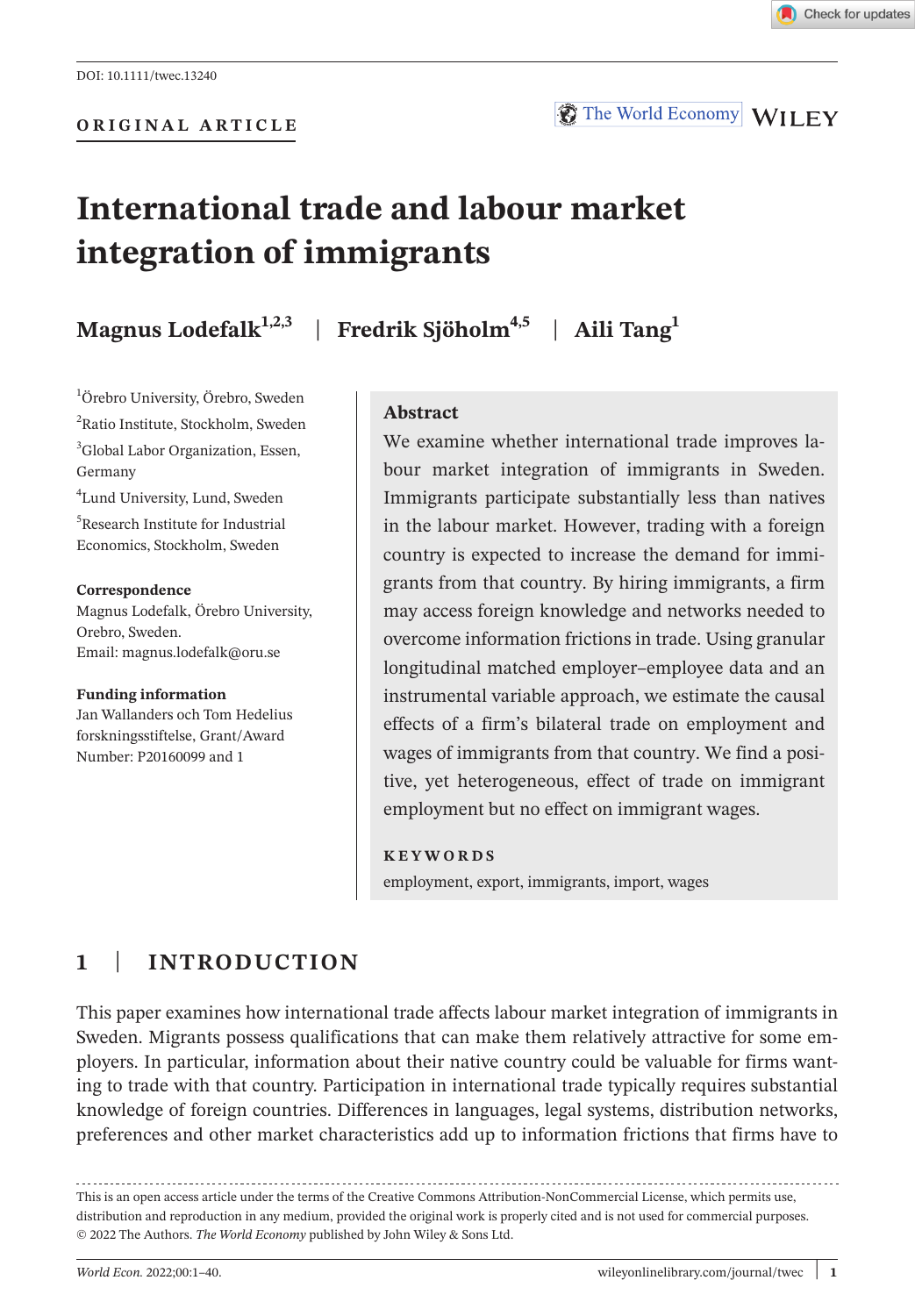DOI: 10.1111/twec.13240

ORIGINAL ARTICLE

# International trade and labour market integration of immigrants

**Magnus Lodefalk**[1,2,3] | **Fredrik Sjöholm**[4,5] | **Aili Tang**[1]

[1]Örebro University, Örebro, Sweden
[2]Ratio Institute, Stockholm, Sweden
[3]Global Labor Organization, Essen, Germany
[4]Lund University, Lund, Sweden
[5]Research Institute for Industrial Economics, Stockholm, Sweden

**Correspondence**
Magnus Lodefalk, Örebro University, Orebro, Sweden.
Email: magnus.lodefalk@oru.se

**Funding information**
Jan Wallanders och Tom Hedelius forskningsstiftelse, Grant/Award Number: P20160099 and 1

## Abstract

We examine whether international trade improves labour market integration of immigrants in Sweden. Immigrants participate substantially less than natives in the labour market. However, trading with a foreign country is expected to increase the demand for immigrants from that country. By hiring immigrants, a firm may access foreign knowledge and networks needed to overcome information frictions in trade. Using granular longitudinal matched employer–employee data and an instrumental variable approach, we estimate the causal effects of a firm's bilateral trade on employment and wages of immigrants from that country. We find a positive, yet heterogeneous, effect of trade on immigrant employment but no effect on immigrant wages.

**KEYWORDS**
employment, export, immigrants, import, wages

## 1 | INTRODUCTION

This paper examines how international trade affects labour market integration of immigrants in Sweden. Migrants possess qualifications that can make them relatively attractive for some employers. In particular, information about their native country could be valuable for firms wanting to trade with that country. Participation in international trade typically requires substantial knowledge of foreign countries. Differences in languages, legal systems, distribution networks, preferences and other market characteristics add up to information frictions that firms have to

This is an open access article under the terms of the Creative Commons Attribution-NonCommercial License, which permits use, distribution and reproduction in any medium, provided the original work is properly cited and is not used for commercial purposes.
© 2022 The Authors. *The World Economy* published by John Wiley & Sons Ltd.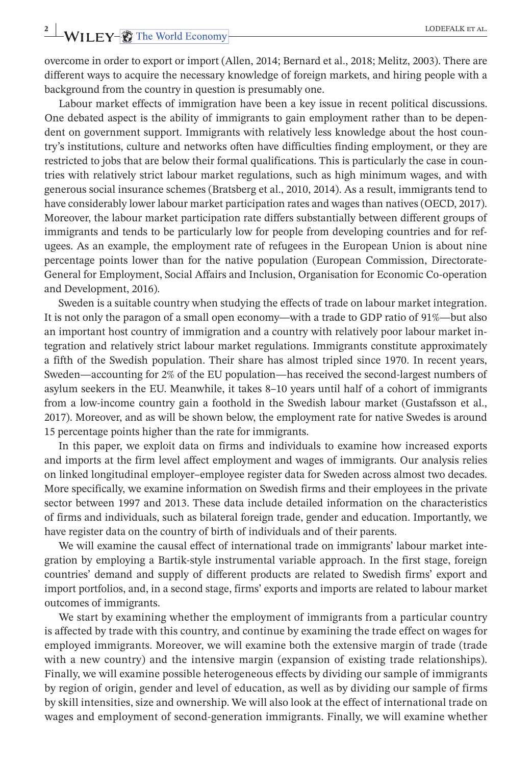overcome in order to export or import (Allen, 2014; Bernard et al., 2018; Melitz, 2003). There are different ways to acquire the necessary knowledge of foreign markets, and hiring people with a background from the country in question is presumably one.

Labour market effects of immigration have been a key issue in recent political discussions. One debated aspect is the ability of immigrants to gain employment rather than to be dependent on government support. Immigrants with relatively less knowledge about the host country's institutions, culture and networks often have difficulties finding employment, or they are restricted to jobs that are below their formal qualifications. This is particularly the case in countries with relatively strict labour market regulations, such as high minimum wages, and with generous social insurance schemes (Bratsberg et al., 2010, 2014). As a result, immigrants tend to have considerably lower labour market participation rates and wages than natives (OECD, 2017). Moreover, the labour market participation rate differs substantially between different groups of immigrants and tends to be particularly low for people from developing countries and for refugees. As an example, the employment rate of refugees in the European Union is about nine percentage points lower than for the native population (European Commission, Directorate-General for Employment, Social Affairs and Inclusion, Organisation for Economic Co-operation and Development, 2016).

Sweden is a suitable country when studying the effects of trade on labour market integration. It is not only the paragon of a small open economy—with a trade to GDP ratio of 91%—but also an important host country of immigration and a country with relatively poor labour market integration and relatively strict labour market regulations. Immigrants constitute approximately a fifth of the Swedish population. Their share has almost tripled since 1970. In recent years, Sweden—accounting for 2% of the EU population—has received the second-largest numbers of asylum seekers in the EU. Meanwhile, it takes 8–10 years until half of a cohort of immigrants from a low-income country gain a foothold in the Swedish labour market (Gustafsson et al., 2017). Moreover, and as will be shown below, the employment rate for native Swedes is around 15 percentage points higher than the rate for immigrants.

In this paper, we exploit data on firms and individuals to examine how increased exports and imports at the firm level affect employment and wages of immigrants. Our analysis relies on linked longitudinal employer–employee register data for Sweden across almost two decades. More specifically, we examine information on Swedish firms and their employees in the private sector between 1997 and 2013. These data include detailed information on the characteristics of firms and individuals, such as bilateral foreign trade, gender and education. Importantly, we have register data on the country of birth of individuals and of their parents.

We will examine the causal effect of international trade on immigrants' labour market integration by employing a Bartik-style instrumental variable approach. In the first stage, foreign countries' demand and supply of different products are related to Swedish firms' export and import portfolios, and, in a second stage, firms' exports and imports are related to labour market outcomes of immigrants.

We start by examining whether the employment of immigrants from a particular country is affected by trade with this country, and continue by examining the trade effect on wages for employed immigrants. Moreover, we will examine both the extensive margin of trade (trade with a new country) and the intensive margin (expansion of existing trade relationships). Finally, we will examine possible heterogeneous effects by dividing our sample of immigrants by region of origin, gender and level of education, as well as by dividing our sample of firms by skill intensities, size and ownership. We will also look at the effect of international trade on wages and employment of second-generation immigrants. Finally, we will examine whether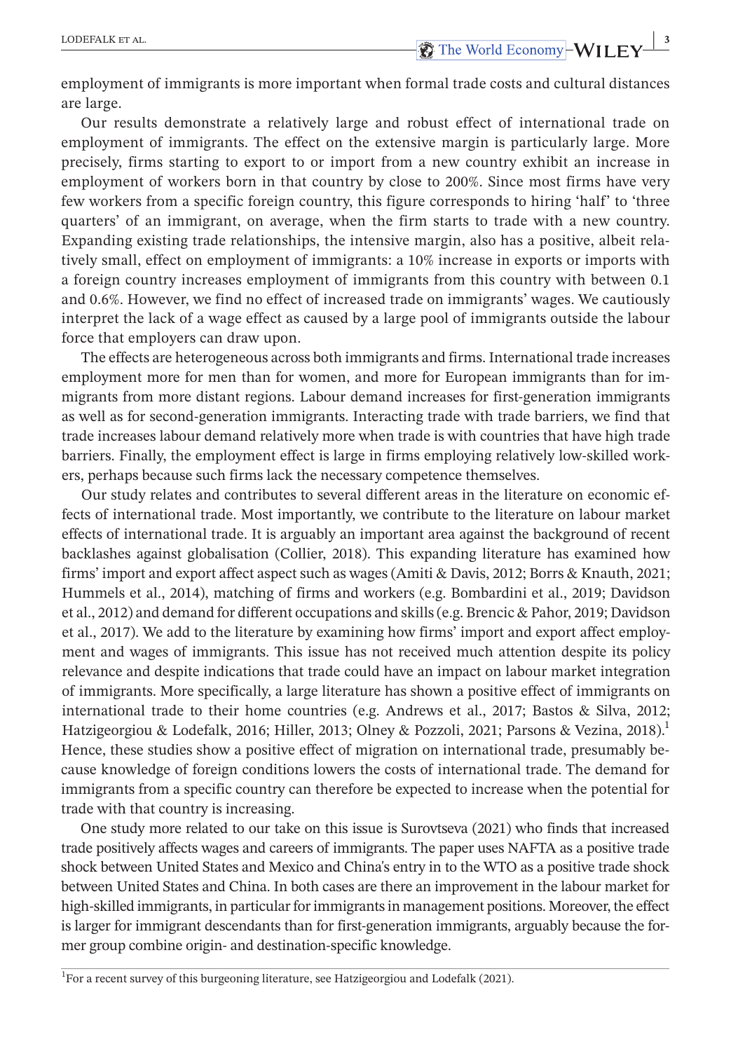employment of immigrants is more important when formal trade costs and cultural distances are large.

Our results demonstrate a relatively large and robust effect of international trade on employment of immigrants. The effect on the extensive margin is particularly large. More precisely, firms starting to export to or import from a new country exhibit an increase in employment of workers born in that country by close to 200%. Since most firms have very few workers from a specific foreign country, this figure corresponds to hiring 'half' to 'three quarters' of an immigrant, on average, when the firm starts to trade with a new country. Expanding existing trade relationships, the intensive margin, also has a positive, albeit relatively small, effect on employment of immigrants: a 10% increase in exports or imports with a foreign country increases employment of immigrants from this country with between 0.1 and 0.6%. However, we find no effect of increased trade on immigrants' wages. We cautiously interpret the lack of a wage effect as caused by a large pool of immigrants outside the labour force that employers can draw upon.

The effects are heterogeneous across both immigrants and firms. International trade increases employment more for men than for women, and more for European immigrants than for immigrants from more distant regions. Labour demand increases for first-generation immigrants as well as for second-generation immigrants. Interacting trade with trade barriers, we find that trade increases labour demand relatively more when trade is with countries that have high trade barriers. Finally, the employment effect is large in firms employing relatively low-skilled workers, perhaps because such firms lack the necessary competence themselves.

Our study relates and contributes to several different areas in the literature on economic effects of international trade. Most importantly, we contribute to the literature on labour market effects of international trade. It is arguably an important area against the background of recent backlashes against globalisation (Collier, 2018). This expanding literature has examined how firms' import and export affect aspect such as wages (Amiti & Davis, 2012; Borrs & Knauth, 2021; Hummels et al., 2014), matching of firms and workers (e.g. Bombardini et al., 2019; Davidson et al., 2012) and demand for different occupations and skills (e.g. Brencic & Pahor, 2019; Davidson et al., 2017). We add to the literature by examining how firms' import and export affect employment and wages of immigrants. This issue has not received much attention despite its policy relevance and despite indications that trade could have an impact on labour market integration of immigrants. More specifically, a large literature has shown a positive effect of immigrants on international trade to their home countries (e.g. Andrews et al., 2017; Bastos & Silva, 2012; Hatzigeorgiou & Lodefalk, 2016; Hiller, 2013; Olney & Pozzoli, 2021; Parsons & Vezina, 2018).[1] Hence, these studies show a positive effect of migration on international trade, presumably because knowledge of foreign conditions lowers the costs of international trade. The demand for immigrants from a specific country can therefore be expected to increase when the potential for trade with that country is increasing.

One study more related to our take on this issue is Surovtseva (2021) who finds that increased trade positively affects wages and careers of immigrants. The paper uses NAFTA as a positive trade shock between United States and Mexico and China's entry in to the WTO as a positive trade shock between United States and China. In both cases are there an improvement in the labour market for high-skilled immigrants, in particular for immigrants in management positions. Moreover, the effect is larger for immigrant descendants than for first-generation immigrants, arguably because the former group combine origin- and destination-specific knowledge.

[1] For a recent survey of this burgeoning literature, see Hatzigeorgiou and Lodefalk (2021).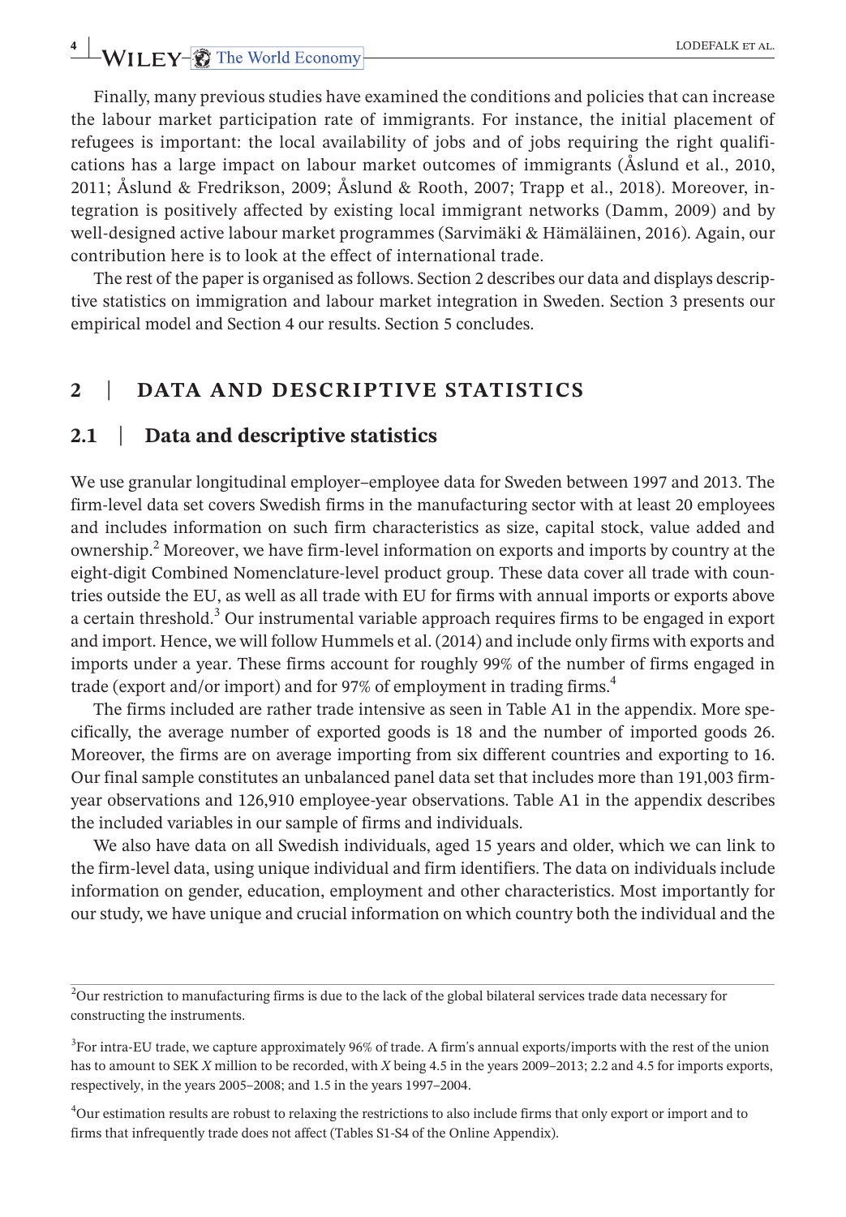Finally, many previous studies have examined the conditions and policies that can increase the labour market participation rate of immigrants. For instance, the initial placement of refugees is important: the local availability of jobs and of jobs requiring the right qualifications has a large impact on labour market outcomes of immigrants (Åslund et al., 2010, 2011; Åslund & Fredrikson, 2009; Åslund & Rooth, 2007; Trapp et al., 2018). Moreover, integration is positively affected by existing local immigrant networks (Damm, 2009) and by well-designed active labour market programmes (Sarvimäki & Hämäläinen, 2016). Again, our contribution here is to look at the effect of international trade.

The rest of the paper is organised as follows. Section 2 describes our data and displays descriptive statistics on immigration and labour market integration in Sweden. Section 3 presents our empirical model and Section 4 our results. Section 5 concludes.

## 2 | DATA AND DESCRIPTIVE STATISTICS

### 2.1 | Data and descriptive statistics

We use granular longitudinal employer–employee data for Sweden between 1997 and 2013. The firm-level data set covers Swedish firms in the manufacturing sector with at least 20 employees and includes information on such firm characteristics as size, capital stock, value added and ownership.[2] Moreover, we have firm-level information on exports and imports by country at the eight-digit Combined Nomenclature-level product group. These data cover all trade with countries outside the EU, as well as all trade with EU for firms with annual imports or exports above a certain threshold.[3] Our instrumental variable approach requires firms to be engaged in export and import. Hence, we will follow Hummels et al. (2014) and include only firms with exports and imports under a year. These firms account for roughly 99% of the number of firms engaged in trade (export and/or import) and for 97% of employment in trading firms.[4]

The firms included are rather trade intensive as seen in Table A1 in the appendix. More specifically, the average number of exported goods is 18 and the number of imported goods 26. Moreover, the firms are on average importing from six different countries and exporting to 16. Our final sample constitutes an unbalanced panel data set that includes more than 191,003 firm-year observations and 126,910 employee-year observations. Table A1 in the appendix describes the included variables in our sample of firms and individuals.

We also have data on all Swedish individuals, aged 15 years and older, which we can link to the firm-level data, using unique individual and firm identifiers. The data on individuals include information on gender, education, employment and other characteristics. Most importantly for our study, we have unique and crucial information on which country both the individual and the

---

[2] Our restriction to manufacturing firms is due to the lack of the global bilateral services trade data necessary for constructing the instruments.

[3] For intra-EU trade, we capture approximately 96% of trade. A firm's annual exports/imports with the rest of the union has to amount to SEK *X* million to be recorded, with *X* being 4.5 in the years 2009–2013; 2.2 and 4.5 for imports exports, respectively, in the years 2005–2008; and 1.5 in the years 1997–2004.

[4] Our estimation results are robust to relaxing the restrictions to also include firms that only export or import and to firms that infrequently trade does not affect (Tables S1-S4 of the Online Appendix).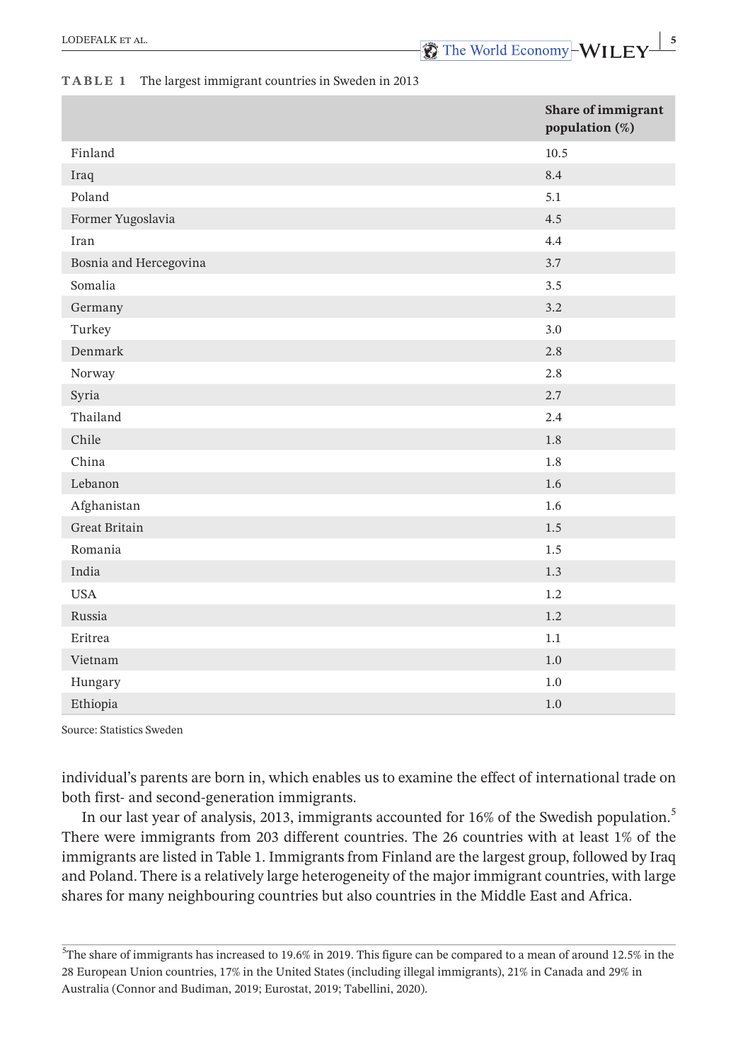**TABLE 1** The largest immigrant countries in Sweden in 2013

| | Share of immigrant population (%) |
|---|---|
| Finland | 10.5 |
| Iraq | 8.4 |
| Poland | 5.1 |
| Former Yugoslavia | 4.5 |
| Iran | 4.4 |
| Bosnia and Hercegovina | 3.7 |
| Somalia | 3.5 |
| Germany | 3.2 |
| Turkey | 3.0 |
| Denmark | 2.8 |
| Norway | 2.8 |
| Syria | 2.7 |
| Thailand | 2.4 |
| Chile | 1.8 |
| China | 1.8 |
| Lebanon | 1.6 |
| Afghanistan | 1.6 |
| Great Britain | 1.5 |
| Romania | 1.5 |
| India | 1.3 |
| USA | 1.2 |
| Russia | 1.2 |
| Eritrea | 1.1 |
| Vietnam | 1.0 |
| Hungary | 1.0 |
| Ethiopia | 1.0 |

Source: Statistics Sweden

individual's parents are born in, which enables us to examine the effect of international trade on both first- and second-generation immigrants.

In our last year of analysis, 2013, immigrants accounted for 16% of the Swedish population.[5] There were immigrants from 203 different countries. The 26 countries with at least 1% of the immigrants are listed in Table 1. Immigrants from Finland are the largest group, followed by Iraq and Poland. There is a relatively large heterogeneity of the major immigrant countries, with large shares for many neighbouring countries but also countries in the Middle East and Africa.

[5]The share of immigrants has increased to 19.6% in 2019. This figure can be compared to a mean of around 12.5% in the 28 European Union countries, 17% in the United States (including illegal immigrants), 21% in Canada and 29% in Australia (Connor and Budiman, 2019; Eurostat, 2019; Tabellini, 2020).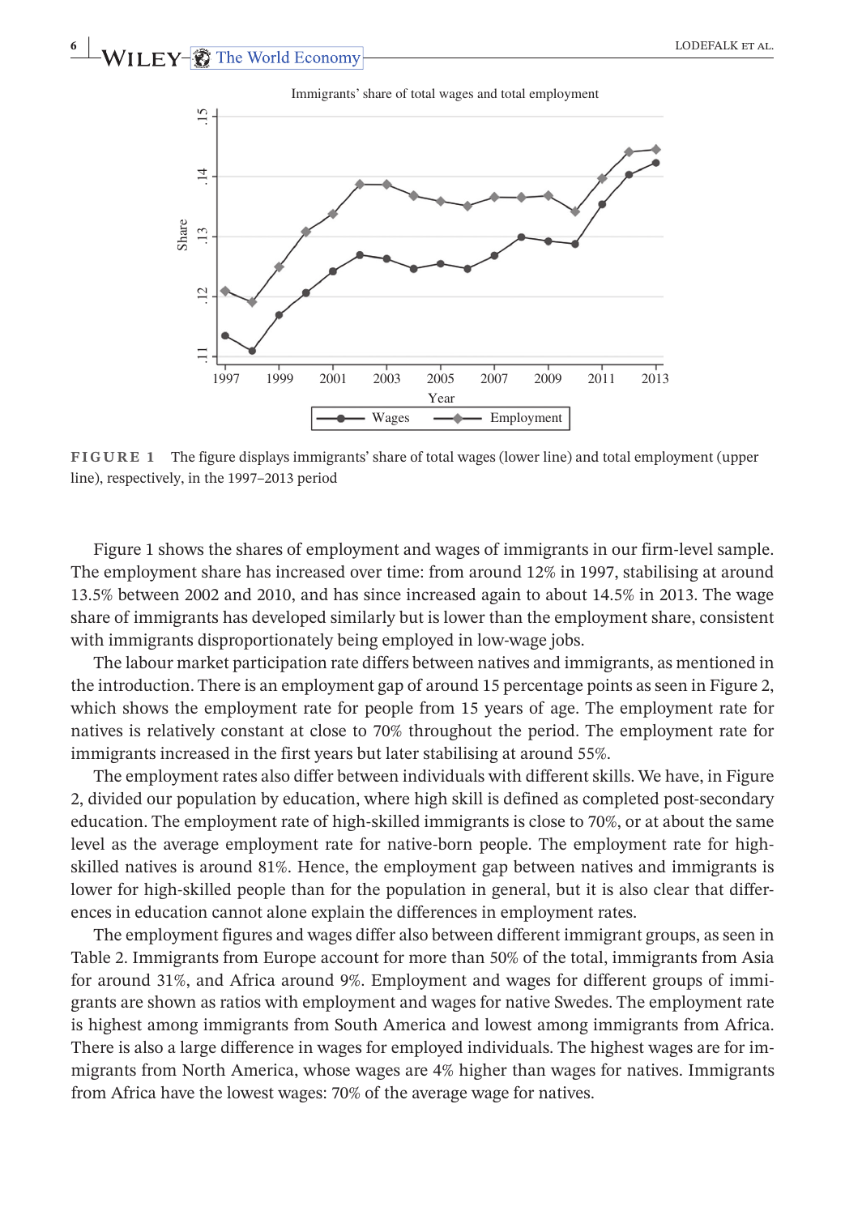**FIGURE 1** The figure displays immigrants' share of total wages (lower line) and total employment (upper line), respectively, in the 1997–2013 period

Figure 1 shows the shares of employment and wages of immigrants in our firm-level sample. The employment share has increased over time: from around 12% in 1997, stabilising at around 13.5% between 2002 and 2010, and has since increased again to about 14.5% in 2013. The wage share of immigrants has developed similarly but is lower than the employment share, consistent with immigrants disproportionately being employed in low-wage jobs.

The labour market participation rate differs between natives and immigrants, as mentioned in the introduction. There is an employment gap of around 15 percentage points as seen in Figure 2, which shows the employment rate for people from 15 years of age. The employment rate for natives is relatively constant at close to 70% throughout the period. The employment rate for immigrants increased in the first years but later stabilising at around 55%.

The employment rates also differ between individuals with different skills. We have, in Figure 2, divided our population by education, where high skill is defined as completed post-secondary education. The employment rate of high-skilled immigrants is close to 70%, or at about the same level as the average employment rate for native-born people. The employment rate for high-skilled natives is around 81%. Hence, the employment gap between natives and immigrants is lower for high-skilled people than for the population in general, but it is also clear that differences in education cannot alone explain the differences in employment rates.

The employment figures and wages differ also between different immigrant groups, as seen in Table 2. Immigrants from Europe account for more than 50% of the total, immigrants from Asia for around 31%, and Africa around 9%. Employment and wages for different groups of immigrants are shown as ratios with employment and wages for native Swedes. The employment rate is highest among immigrants from South America and lowest among immigrants from Africa. There is also a large difference in wages for employed individuals. The highest wages are for immigrants from North America, whose wages are 4% higher than wages for natives. Immigrants from Africa have the lowest wages: 70% of the average wage for natives.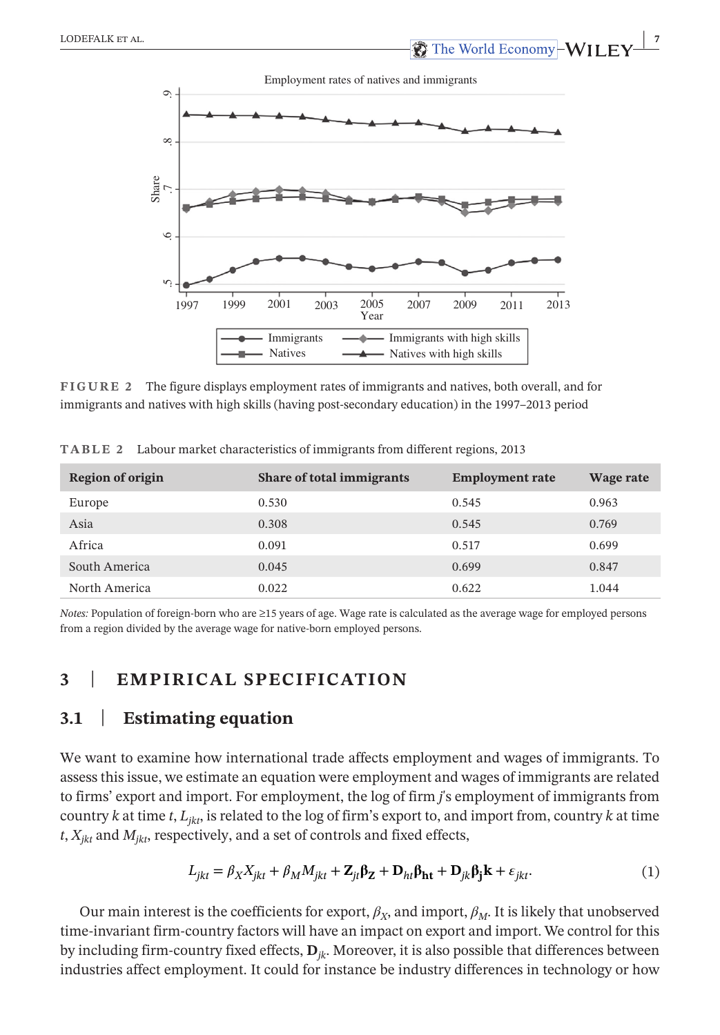**FIGURE 2** The figure displays employment rates of immigrants and natives, both overall, and for immigrants and natives with high skills (having post-secondary education) in the 1997–2013 period

**TABLE 2** Labour market characteristics of immigrants from different regions, 2013

| Region of origin | Share of total immigrants | Employment rate | Wage rate |
|---|---|---|---|
| Europe | 0.530 | 0.545 | 0.963 |
| Asia | 0.308 | 0.545 | 0.769 |
| Africa | 0.091 | 0.517 | 0.699 |
| South America | 0.045 | 0.699 | 0.847 |
| North America | 0.022 | 0.622 | 1.044 |

*Notes:* Population of foreign-born who are ≥15 years of age. Wage rate is calculated as the average wage for employed persons from a region divided by the average wage for native-born employed persons.

## 3 | EMPIRICAL SPECIFICATION

### 3.1 | Estimating equation

We want to examine how international trade affects employment and wages of immigrants. To assess this issue, we estimate an equation were employment and wages of immigrants are related to firms' export and import. For employment, the log of firm $j$'s employment of immigrants from country $k$ at time $t$, $L_{jkt}$, is related to the log of firm's export to, and import from, country $k$ at time $t$, $X_{jkt}$ and $M_{jkt}$, respectively, and a set of controls and fixed effects,

$$L_{jkt} = \beta_X X_{jkt} + \beta_M M_{jkt} + \mathbf{Z}_{jt}\boldsymbol{\beta}_{\mathbf{Z}} + \mathbf{D}_{ht}\boldsymbol{\beta}_{\mathbf{ht}} + \mathbf{D}_{jk}\boldsymbol{\beta}_{\mathbf{j}}\mathbf{k} + \varepsilon_{jkt}. \tag{1}$$

Our main interest is the coefficients for export, $\beta_X$, and import, $\beta_M$. It is likely that unobserved time-invariant firm-country factors will have an impact on export and import. We control for this by including firm-country fixed effects, $\mathbf{D}_{jk}$. Moreover, it is also possible that differences between industries affect employment. It could for instance be industry differences in technology or how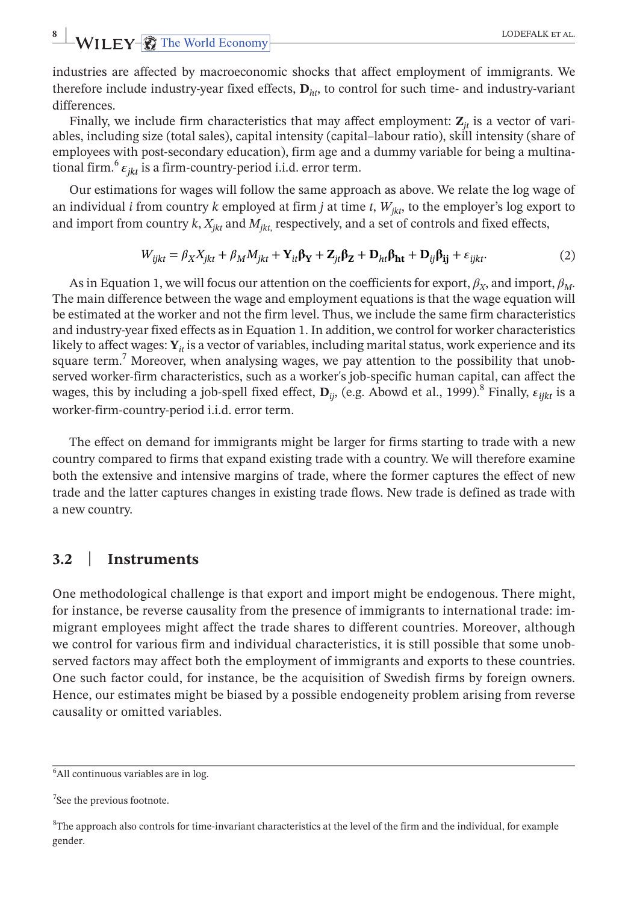industries are affected by macroeconomic shocks that affect employment of immigrants. We therefore include industry-year fixed effects, $\mathbf{D}_{ht}$, to control for such time- and industry-variant differences.

Finally, we include firm characteristics that may affect employment: $\mathbf{Z}_{jt}$ is a vector of variables, including size (total sales), capital intensity (capital–labour ratio), skill intensity (share of employees with post-secondary education), firm age and a dummy variable for being a multinational firm.[6] $\varepsilon_{jkt}$ is a firm-country-period i.i.d. error term.

Our estimations for wages will follow the same approach as above. We relate the log wage of an individual $i$ from country $k$ employed at firm $j$ at time $t$, $W_{jkt}$, to the employer's log export to and import from country $k$, $X_{jkt}$ and $M_{jkt}$, respectively, and a set of controls and fixed effects,

$$W_{ijkt} = \beta_X X_{jkt} + \beta_M M_{jkt} + \mathbf{Y}_{it}\boldsymbol{\beta}_{\mathbf{Y}} + \mathbf{Z}_{jt}\boldsymbol{\beta}_{\mathbf{Z}} + \mathbf{D}_{ht}\boldsymbol{\beta}_{\mathbf{ht}} + \mathbf{D}_{ij}\boldsymbol{\beta}_{\mathbf{ij}} + \varepsilon_{ijkt}. \tag{2}$$

As in Equation 1, we will focus our attention on the coefficients for export, $\beta_X$, and import, $\beta_M$. The main difference between the wage and employment equations is that the wage equation will be estimated at the worker and not the firm level. Thus, we include the same firm characteristics and industry-year fixed effects as in Equation 1. In addition, we control for worker characteristics likely to affect wages: $\mathbf{Y}_{it}$ is a vector of variables, including marital status, work experience and its square term.[7] Moreover, when analysing wages, we pay attention to the possibility that unobserved worker-firm characteristics, such as a worker's job-specific human capital, can affect the wages, this by including a job-spell fixed effect, $\mathbf{D}_{ij}$, (e.g. Abowd et al., 1999).[8] Finally, $\varepsilon_{ijkt}$ is a worker-firm-country-period i.i.d. error term.

The effect on demand for immigrants might be larger for firms starting to trade with a new country compared to firms that expand existing trade with a country. We will therefore examine both the extensive and intensive margins of trade, where the former captures the effect of new trade and the latter captures changes in existing trade flows. New trade is defined as trade with a new country.

## 3.2 | Instruments

One methodological challenge is that export and import might be endogenous. There might, for instance, be reverse causality from the presence of immigrants to international trade: immigrant employees might affect the trade shares to different countries. Moreover, although we control for various firm and individual characteristics, it is still possible that some unobserved factors may affect both the employment of immigrants and exports to these countries. One such factor could, for instance, be the acquisition of Swedish firms by foreign owners. Hence, our estimates might be biased by a possible endogeneity problem arising from reverse causality or omitted variables.

---

[6] All continuous variables are in log.

[7] See the previous footnote.

[8] The approach also controls for time-invariant characteristics at the level of the firm and the individual, for example gender.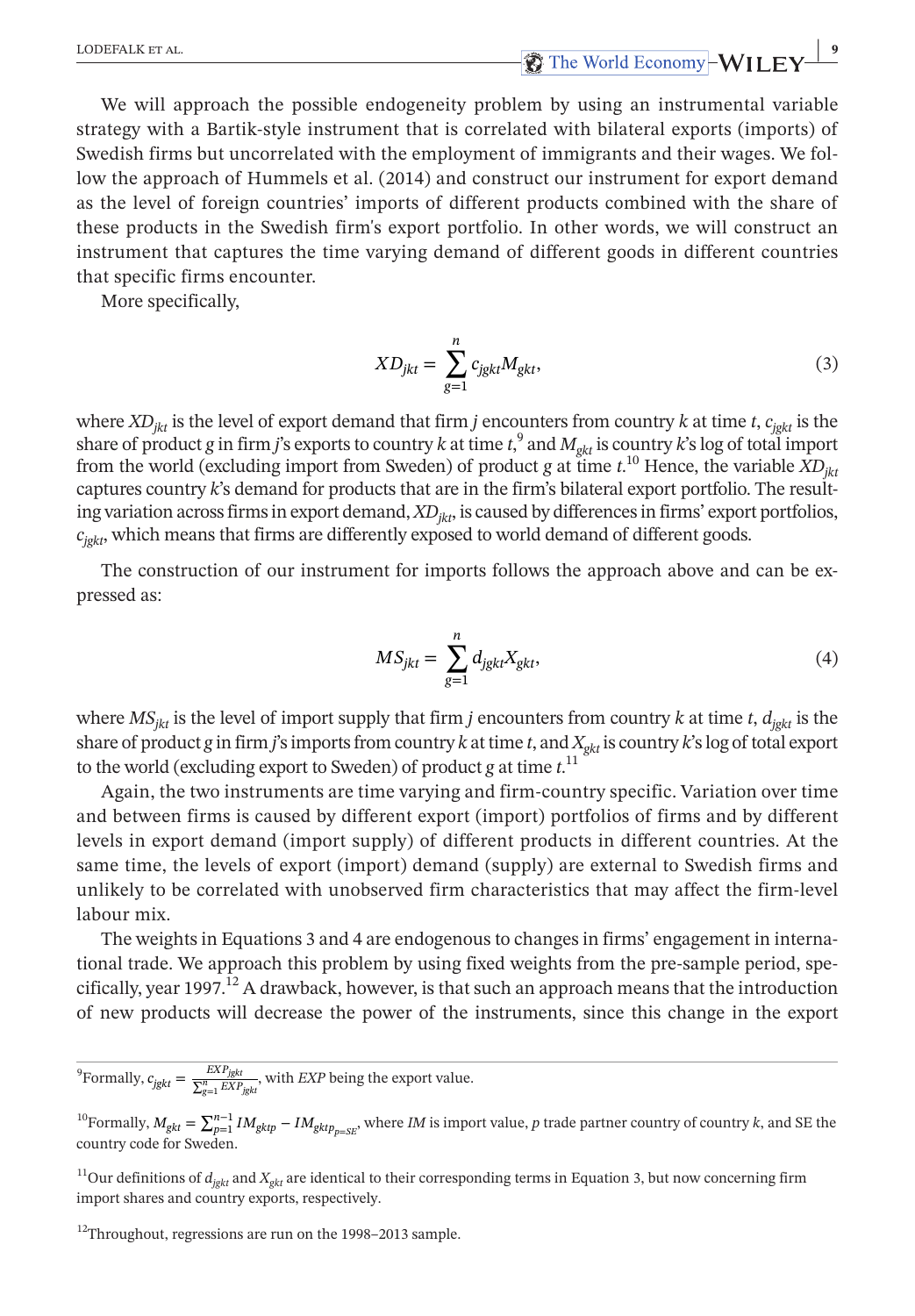We will approach the possible endogeneity problem by using an instrumental variable strategy with a Bartik-style instrument that is correlated with bilateral exports (imports) of Swedish firms but uncorrelated with the employment of immigrants and their wages. We follow the approach of Hummels et al. (2014) and construct our instrument for export demand as the level of foreign countries' imports of different products combined with the share of these products in the Swedish firm's export portfolio. In other words, we will construct an instrument that captures the time varying demand of different goods in different countries that specific firms encounter.

More specifically,

$$XD_{jkt} = \sum_{g=1}^{n} c_{jgkt} M_{gkt}, \tag{3}$$

where $XD_{jkt}$ is the level of export demand that firm $j$ encounters from country $k$ at time $t$, $c_{jgkt}$ is the share of product $g$ in firm $j$'s exports to country $k$ at time $t$,[9] and $M_{gkt}$ is country $k$'s log of total import from the world (excluding import from Sweden) of product $g$ at time $t$.[10] Hence, the variable $XD_{jkt}$ captures country $k$'s demand for products that are in the firm's bilateral export portfolio. The resulting variation across firms in export demand, $XD_{jkt}$, is caused by differences in firms' export portfolios, $c_{jgkt}$, which means that firms are differently exposed to world demand of different goods.

The construction of our instrument for imports follows the approach above and can be expressed as:

$$MS_{jkt} = \sum_{g=1}^{n} d_{jgkt} X_{gkt}, \tag{4}$$

where $MS_{jkt}$ is the level of import supply that firm $j$ encounters from country $k$ at time $t$, $d_{jgkt}$ is the share of product $g$ in firm $j$'s imports from country $k$ at time $t$, and $X_{gkt}$ is country $k$'s log of total export to the world (excluding export to Sweden) of product $g$ at time $t$.[11]

Again, the two instruments are time varying and firm-country specific. Variation over time and between firms is caused by different export (import) portfolios of firms and by different levels in export demand (import supply) of different products in different countries. At the same time, the levels of export (import) demand (supply) are external to Swedish firms and unlikely to be correlated with unobserved firm characteristics that may affect the firm-level labour mix.

The weights in Equations 3 and 4 are endogenous to changes in firms' engagement in international trade. We approach this problem by using fixed weights from the pre-sample period, specifically, year 1997.[12] A drawback, however, is that such an approach means that the introduction of new products will decrease the power of the instruments, since this change in the export

---

[9] Formally, $c_{jgkt} = \frac{EXP_{jgkt}}{\sum_{g=1}^{n} EXP_{jgkt}}$, with $EXP$ being the export value.

[10] Formally, $M_{gkt} = \sum_{p=1}^{n-1} IM_{gktp} - IM_{gktp_{p=SE}}$, where $IM$ is import value, $p$ trade partner country of country $k$, and SE the country code for Sweden.

[11] Our definitions of $d_{jgkt}$ and $X_{gkt}$ are identical to their corresponding terms in Equation 3, but now concerning firm import shares and country exports, respectively.

[12] Throughout, regressions are run on the 1998–2013 sample.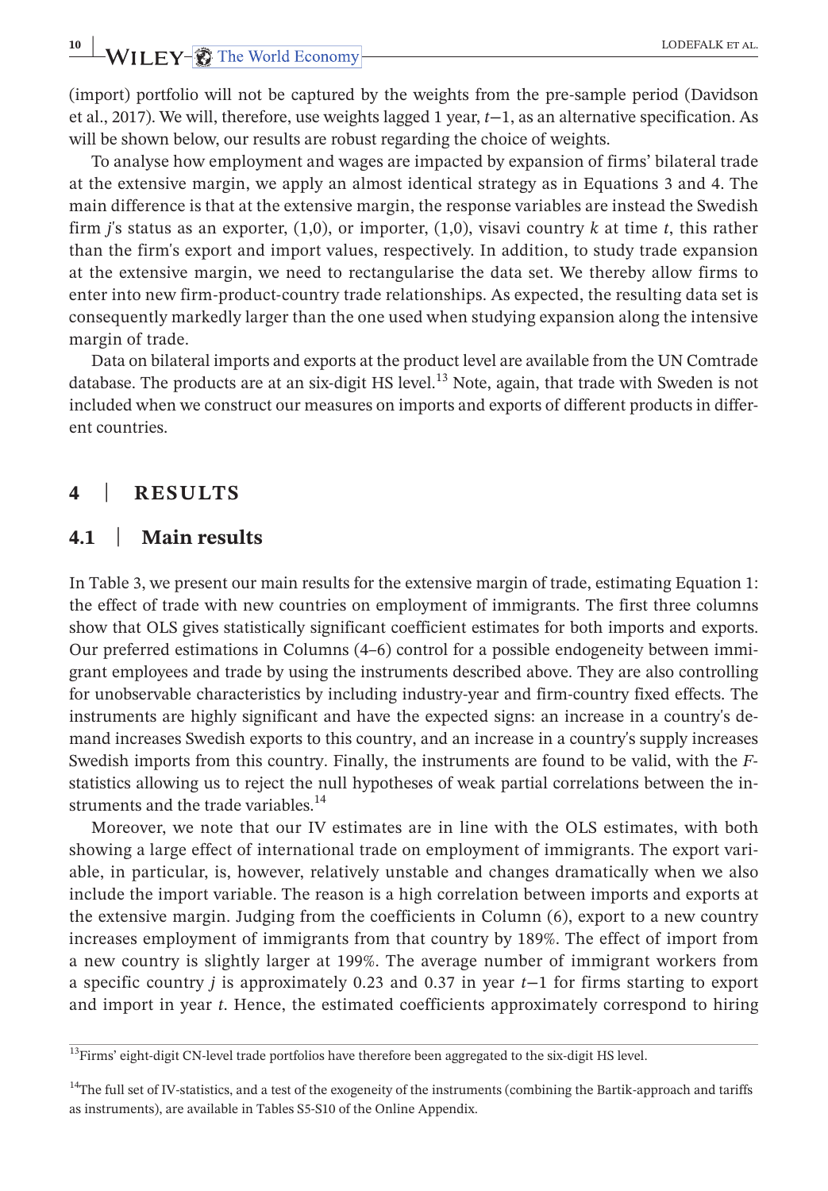(import) portfolio will not be captured by the weights from the pre-sample period (Davidson et al., 2017). We will, therefore, use weights lagged 1 year, $t-1$, as an alternative specification. As will be shown below, our results are robust regarding the choice of weights.

To analyse how employment and wages are impacted by expansion of firms' bilateral trade at the extensive margin, we apply an almost identical strategy as in Equations 3 and 4. The main difference is that at the extensive margin, the response variables are instead the Swedish firm $j$'s status as an exporter, (1,0), or importer, (1,0), visavi country $k$ at time $t$, this rather than the firm's export and import values, respectively. In addition, to study trade expansion at the extensive margin, we need to rectangularise the data set. We thereby allow firms to enter into new firm-product-country trade relationships. As expected, the resulting data set is consequently markedly larger than the one used when studying expansion along the intensive margin of trade.

Data on bilateral imports and exports at the product level are available from the UN Comtrade database. The products are at an six-digit HS level.[13] Note, again, that trade with Sweden is not included when we construct our measures on imports and exports of different products in different countries.

# 4 | RESULTS

## 4.1 | Main results

In Table 3, we present our main results for the extensive margin of trade, estimating Equation 1: the effect of trade with new countries on employment of immigrants. The first three columns show that OLS gives statistically significant coefficient estimates for both imports and exports. Our preferred estimations in Columns (4–6) control for a possible endogeneity between immigrant employees and trade by using the instruments described above. They are also controlling for unobservable characteristics by including industry-year and firm-country fixed effects. The instruments are highly significant and have the expected signs: an increase in a country's demand increases Swedish exports to this country, and an increase in a country's supply increases Swedish imports from this country. Finally, the instruments are found to be valid, with the $F$-statistics allowing us to reject the null hypotheses of weak partial correlations between the instruments and the trade variables.[14]

Moreover, we note that our IV estimates are in line with the OLS estimates, with both showing a large effect of international trade on employment of immigrants. The export variable, in particular, is, however, relatively unstable and changes dramatically when we also include the import variable. The reason is a high correlation between imports and exports at the extensive margin. Judging from the coefficients in Column (6), export to a new country increases employment of immigrants from that country by 189%. The effect of import from a new country is slightly larger at 199%. The average number of immigrant workers from a specific country $j$ is approximately 0.23 and 0.37 in year $t-1$ for firms starting to export and import in year $t$. Hence, the estimated coefficients approximately correspond to hiring

[13]Firms' eight-digit CN-level trade portfolios have therefore been aggregated to the six-digit HS level.

[14]The full set of IV-statistics, and a test of the exogeneity of the instruments (combining the Bartik-approach and tariffs as instruments), are available in Tables S5-S10 of the Online Appendix.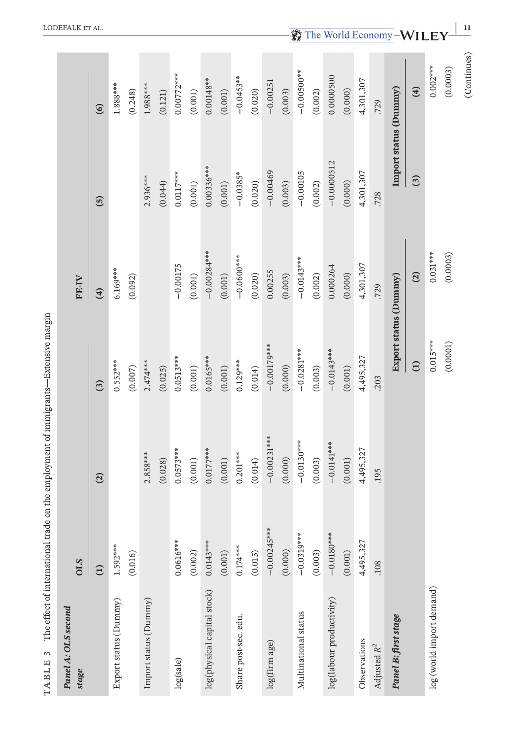**TABLE 3** The effect of international trade on the employment of immigrants—Extensive margin

| *Panel A: OLS second stage* | OLS | | | FE-IV | | |
|---|---|---|---|---|---|---|
| | (1) | (2) | (3) | (4) | (5) | (6) |
| Export status (Dummy) | 1.592*** | | 0.552*** | 6.169*** | | 1.888*** |
| | (0.016) | | (0.007) | (0.092) | | (0.248) |
| Import status (Dummy) | | 2.858*** | 2.474*** | | 2.936*** | 1.988*** |
| | | (0.028) | (0.025) | | (0.044) | (0.121) |
| log(sale) | 0.0616*** | 0.0573*** | 0.0513*** | −0.00175 | 0.0117*** | 0.00772*** |
| | (0.002) | (0.001) | (0.001) | (0.001) | (0.001) | (0.001) |
| log(physical capital stock) | 0.0143*** | 0.0177*** | 0.0165*** | −0.00284*** | 0.00336*** | 0.00148** |
| | (0.001) | (0.001) | (0.001) | (0.001) | (0.001) | (0.001) |
| Share post-sec. edu. | 0.174*** | 0.201*** | 0.129*** | −0.0600*** | −0.0385* | −0.0453** |
| | (0.015) | (0.014) | (0.014) | (0.020) | (0.020) | (0.020) |
| log(firm age) | −0.00245*** | −0.00231*** | −0.00179*** | 0.00255 | −0.00469 | −0.00251 |
| | (0.000) | (0.000) | (0.000) | (0.003) | (0.003) | (0.003) |
| Multinational status | −0.0319*** | −0.0130*** | −0.0281*** | −0.0143*** | −0.00105 | −0.00500** |
| | (0.003) | (0.003) | (0.003) | (0.002) | (0.002) | (0.002) |
| log(labour productivity) | −0.0180*** | −0.0141*** | −0.0143*** | 0.000264 | −0.0000512 | 0.0000500 |
| | (0.001) | (0.001) | (0.001) | (0.000) | (0.000) | (0.000) |
| Observations | 4,495,327 | 4,495,327 | 4,495,327 | 4,301,307 | 4,301,307 | 4,301,307 |
| Adjusted $R^2$ | .108 | .195 | .203 | .729 | .728 | .729 |

| *Panel B: first stage* | Export status (Dummy) | | Import status (Dummy) | |
|---|---|---|---|---|
| | (1) | (2) | (3) | (4) |
| log (world import demand) | 0.015*** | 0.031*** | | 0.002*** |
| | (0.0001) | (0.0003) | | (0.0003) |

(Continues)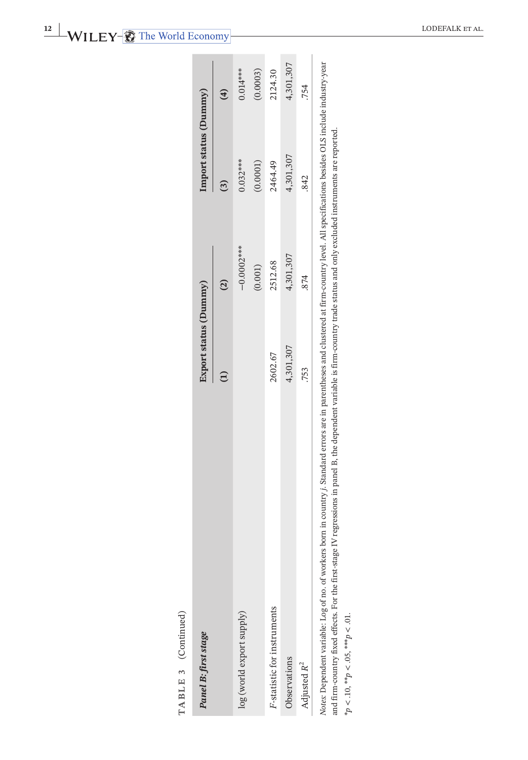**TABLE 3** (Continued)

| *Panel B: first stage* | Export status (Dummy) | | Import status (Dummy) | |
|---|---|---|---|---|
| | (1) | (2) | (3) | (4) |
| log (world export supply) | | −0.0002*** | 0.032*** | 0.014*** |
| | | (0.001) | (0.0001) | (0.0003) |
| *F*-statistic for instruments | 2602.67 | 2512.68 | 2464.49 | 2124.30 |
| Observations | 4,301,307 | 4,301,307 | 4,301,307 | 4,301,307 |
| Adjusted $R^2$ | .753 | .874 | .842 | .754 |

*Notes*: Dependent variable: Log of no. of workers born in country *j*. Standard errors are in parentheses and clustered at firm-country level. All specifications besides OLS include industry-year and firm-country fixed effects. For the first-stage IV regressions in panel B, the dependent variable is firm-country trade status and only excluded instruments are reported.

*$p < .10$, **$p < .05$, ***$p < .01$.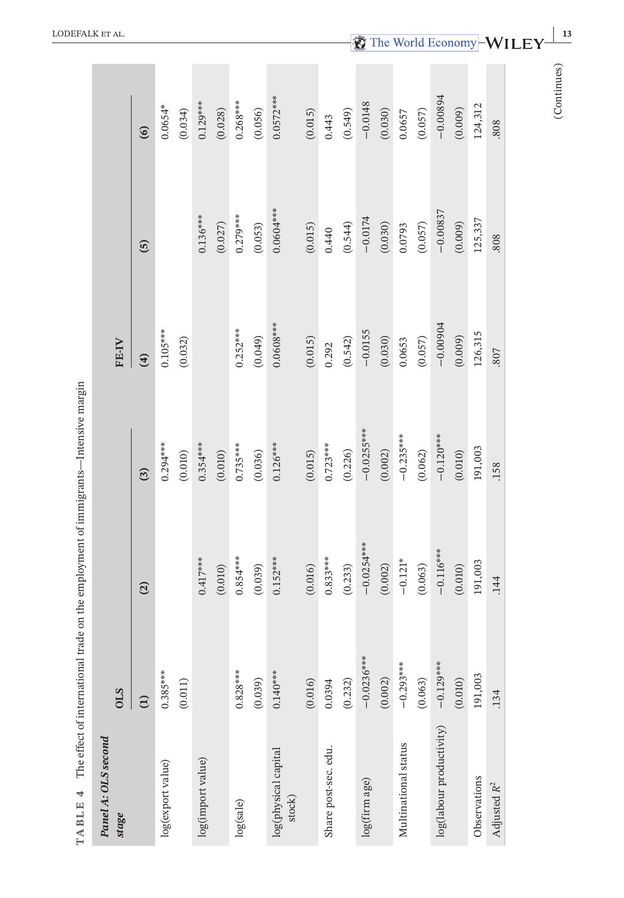**TABLE 4** The effect of international trade on the employment of immigrants—Intensive margin

| *Panel A: OLS second stage* | OLS | | | FE-IV | | |
|---|---|---|---|---|---|---|
| | (1) | (2) | (3) | (4) | (5) | (6) |
| log(export value) | 0.385*** | | 0.294*** | 0.105*** | | 0.0654* |
| | (0.011) | | (0.010) | (0.032) | | (0.034) |
| log(import value) | | 0.417*** | 0.354*** | | 0.136*** | 0.129*** |
| | | (0.010) | (0.010) | | (0.027) | (0.028) |
| log(sale) | 0.828*** | 0.854*** | 0.735*** | 0.252*** | 0.279*** | 0.268*** |
| | (0.039) | (0.039) | (0.036) | (0.049) | (0.053) | (0.056) |
| log(physical capital stock) | 0.140*** | 0.152*** | 0.126*** | 0.0608*** | 0.0604*** | 0.0572*** |
| | (0.016) | (0.016) | (0.015) | (0.015) | (0.015) | (0.015) |
| Share post-sec. edu. | 0.0394 | 0.833*** | 0.723*** | 0.292 | 0.440 | 0.443 |
| | (0.232) | (0.233) | (0.226) | (0.542) | (0.544) | (0.549) |
| log(firm age) | −0.0236*** | −0.0254*** | −0.0255*** | −0.0155 | −0.0174 | −0.0148 |
| | (0.002) | (0.002) | (0.002) | (0.030) | (0.030) | (0.030) |
| Multinational status | −0.293*** | −0.121* | −0.235*** | 0.0653 | 0.0793 | 0.0657 |
| | (0.063) | (0.063) | (0.062) | (0.057) | (0.057) | (0.057) |
| log(labour productivity) | −0.129*** | −0.116*** | −0.120*** | −0.00904 | −0.00837 | −0.00894 |
| | (0.010) | (0.010) | (0.010) | (0.009) | (0.009) | (0.009) |
| Observations | 191,003 | 191,003 | 191,003 | 126,315 | 125,337 | 124,312 |
| Adjusted $R^2$ | .134 | .144 | .158 | .807 | .808 | .808 |

(Continues)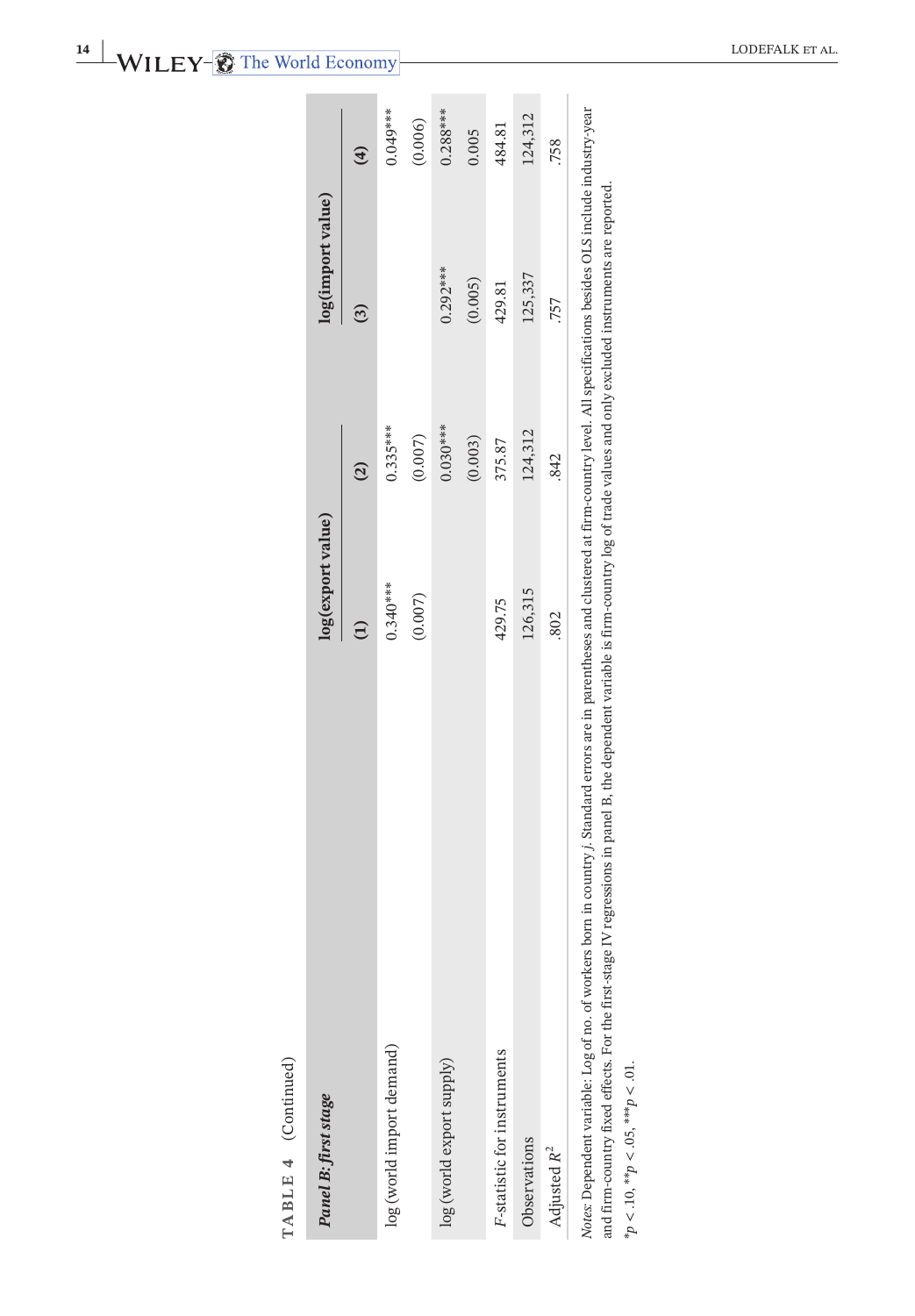**TABLE 4** (Continued)

| *Panel B: first stage* | log(export value) | | log(import value) | |
|---|---|---|---|---|
| | (1) | (2) | (3) | (4) |
| log (world import demand) | 0.340*** | 0.335*** | | 0.049*** |
| | (0.007) | (0.007) | | (0.006) |
| log (world export supply) | | 0.030*** | 0.292*** | 0.288*** |
| | | (0.003) | (0.005) | 0.005 |
| $F$-statistic for instruments | 429.75 | 375.87 | 429.81 | 484.81 |
| Observations | 126,315 | 124,312 | 125,337 | 124,312 |
| Adjusted $R^2$ | .802 | .842 | .757 | .758 |

*Notes*: Dependent variable: Log of no. of workers born in country $j$. Standard errors are in parentheses and clustered at firm-country level. All specifications besides OLS include industry-year and firm-country fixed effects. For the first-stage IV regressions in panel B, the dependent variable is firm-country log of trade values and only excluded instruments are reported.

*$p < .10$, **$p < .05$, ***$p < .01$.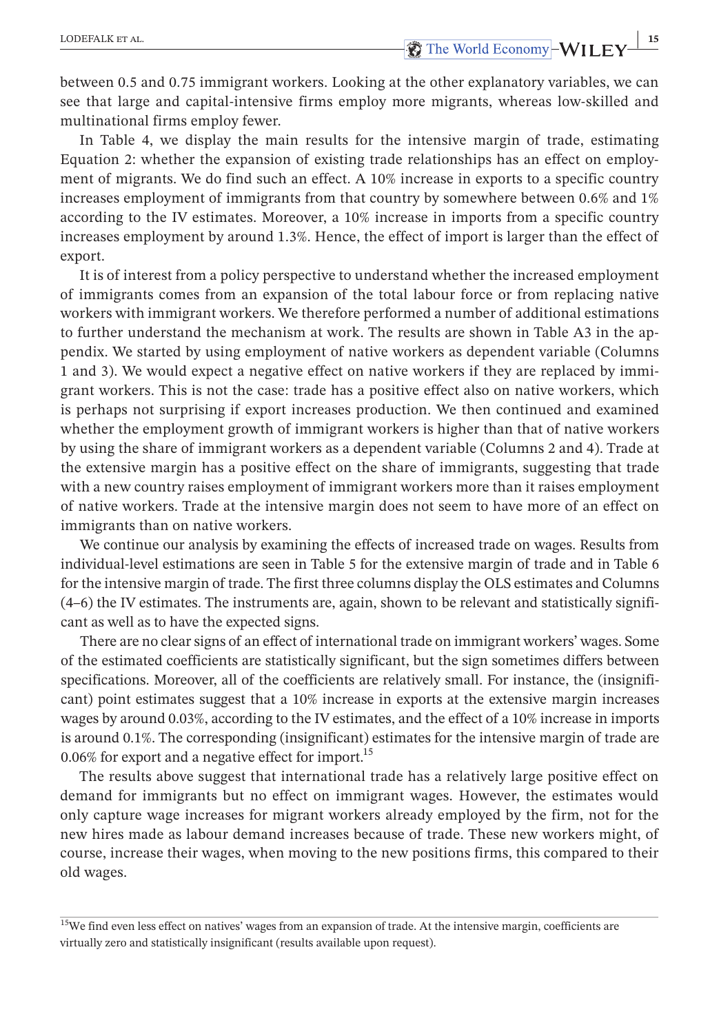between 0.5 and 0.75 immigrant workers. Looking at the other explanatory variables, we can see that large and capital-intensive firms employ more migrants, whereas low-skilled and multinational firms employ fewer.

In Table 4, we display the main results for the intensive margin of trade, estimating Equation 2: whether the expansion of existing trade relationships has an effect on employment of migrants. We do find such an effect. A 10% increase in exports to a specific country increases employment of immigrants from that country by somewhere between 0.6% and 1% according to the IV estimates. Moreover, a 10% increase in imports from a specific country increases employment by around 1.3%. Hence, the effect of import is larger than the effect of export.

It is of interest from a policy perspective to understand whether the increased employment of immigrants comes from an expansion of the total labour force or from replacing native workers with immigrant workers. We therefore performed a number of additional estimations to further understand the mechanism at work. The results are shown in Table A3 in the appendix. We started by using employment of native workers as dependent variable (Columns 1 and 3). We would expect a negative effect on native workers if they are replaced by immigrant workers. This is not the case: trade has a positive effect also on native workers, which is perhaps not surprising if export increases production. We then continued and examined whether the employment growth of immigrant workers is higher than that of native workers by using the share of immigrant workers as a dependent variable (Columns 2 and 4). Trade at the extensive margin has a positive effect on the share of immigrants, suggesting that trade with a new country raises employment of immigrant workers more than it raises employment of native workers. Trade at the intensive margin does not seem to have more of an effect on immigrants than on native workers.

We continue our analysis by examining the effects of increased trade on wages. Results from individual-level estimations are seen in Table 5 for the extensive margin of trade and in Table 6 for the intensive margin of trade. The first three columns display the OLS estimates and Columns (4–6) the IV estimates. The instruments are, again, shown to be relevant and statistically significant as well as to have the expected signs.

There are no clear signs of an effect of international trade on immigrant workers' wages. Some of the estimated coefficients are statistically significant, but the sign sometimes differs between specifications. Moreover, all of the coefficients are relatively small. For instance, the (insignificant) point estimates suggest that a 10% increase in exports at the extensive margin increases wages by around 0.03%, according to the IV estimates, and the effect of a 10% increase in imports is around 0.1%. The corresponding (insignificant) estimates for the intensive margin of trade are 0.06% for export and a negative effect for import.[15]

The results above suggest that international trade has a relatively large positive effect on demand for immigrants but no effect on immigrant wages. However, the estimates would only capture wage increases for migrant workers already employed by the firm, not for the new hires made as labour demand increases because of trade. These new workers might, of course, increase their wages, when moving to the new positions firms, this compared to their old wages.

---

[15]We find even less effect on natives' wages from an expansion of trade. At the intensive margin, coefficients are virtually zero and statistically insignificant (results available upon request).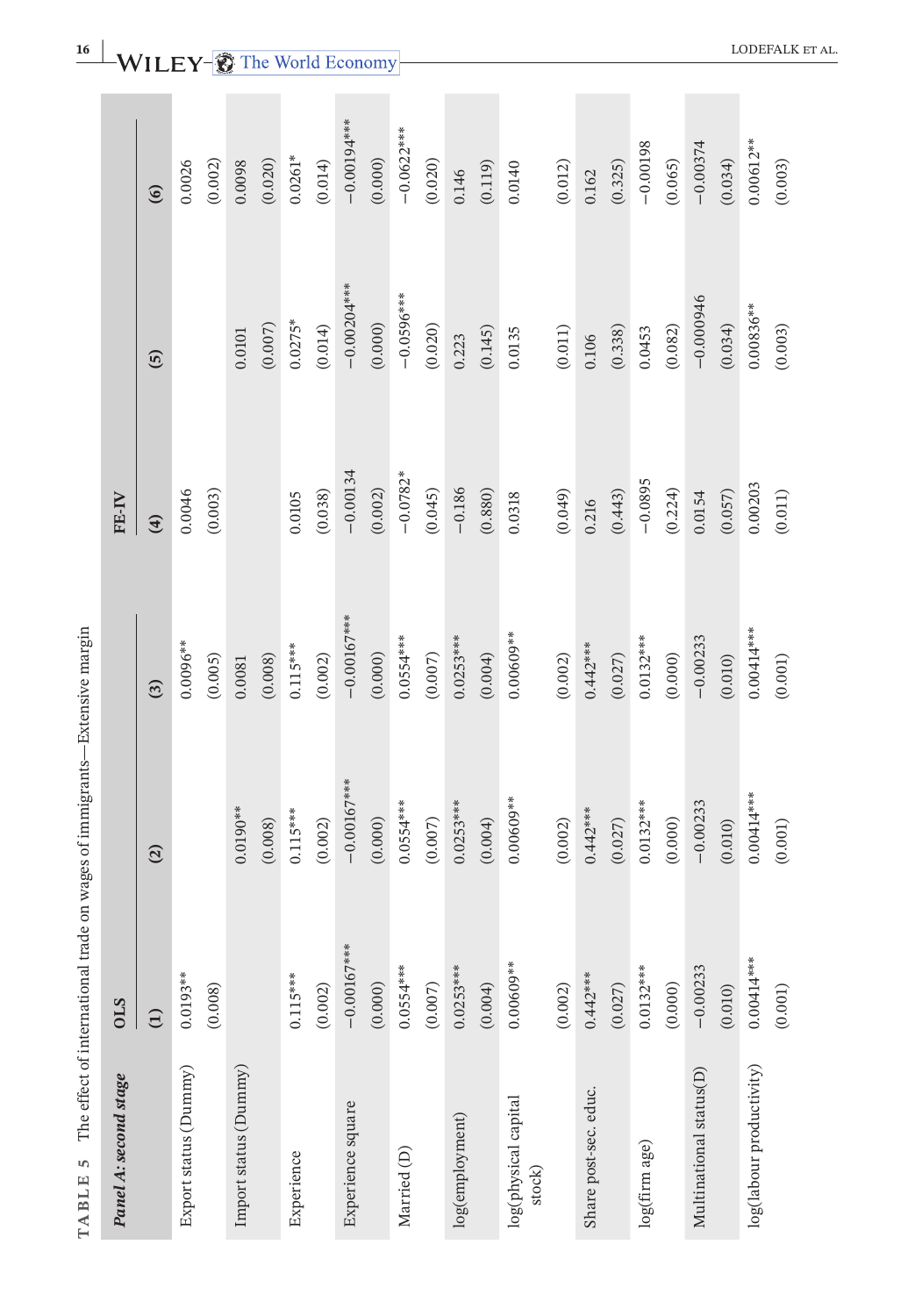**TABLE 5** The effect of international trade on wages of immigrants—Extensive margin

| *Panel A: second stage* | OLS | | | FE-IV | | |
|---|---|---|---|---|---|---|
| | (1) | (2) | (3) | (4) | (5) | (6) |
| Export status (Dummy) | 0.0193** | | 0.0096** | 0.0046 | | 0.0026 |
| | (0.008) | | (0.005) | (0.003) | | (0.002) |
| Import status (Dummy) | | 0.0190** | 0.0081 | | 0.0101 | 0.0098 |
| | | (0.008) | (0.008) | | (0.007) | (0.020) |
| Experience | 0.115*** | 0.115*** | 0.115*** | 0.0105 | 0.0275* | 0.0261* |
| | (0.002) | (0.002) | (0.002) | (0.038) | (0.014) | (0.014) |
| Experience square | −0.00167*** | −0.00167*** | −0.00167*** | −0.00134 | −0.00204*** | −0.00194*** |
| | (0.000) | (0.000) | (0.000) | (0.002) | (0.000) | (0.000) |
| Married (D) | 0.0554*** | 0.0554*** | 0.0554*** | −0.0782* | −0.0596*** | −0.0622*** |
| | (0.007) | (0.007) | (0.007) | (0.045) | (0.020) | (0.020) |
| log(employment) | 0.0253*** | 0.0253*** | 0.0253*** | −0.186 | 0.223 | 0.146 |
| | (0.004) | (0.004) | (0.004) | (0.880) | (0.145) | (0.119) |
| log(physical capital stock) | 0.00609** | 0.00609** | 0.00609** | 0.0318 | 0.0135 | 0.0140 |
| | (0.002) | (0.002) | (0.002) | (0.049) | (0.011) | (0.012) |
| Share post-sec. educ. | 0.442*** | 0.442*** | 0.442*** | 0.216 | 0.106 | 0.162 |
| | (0.027) | (0.027) | (0.027) | (0.443) | (0.338) | (0.325) |
| log(firm age) | 0.0132*** | 0.0132*** | 0.0132*** | −0.0895 | 0.0453 | −0.00198 |
| | (0.000) | (0.000) | (0.000) | (0.224) | (0.082) | (0.065) |
| Multinational status(D) | −0.00233 | −0.00233 | −0.00233 | 0.0154 | −0.000946 | −0.00374 |
| | (0.010) | (0.010) | (0.010) | (0.057) | (0.034) | (0.034) |
| log(labour productivity) | 0.00414*** | 0.00414*** | 0.00414*** | 0.00203 | 0.00836** | 0.00612** |
| | (0.001) | (0.001) | (0.001) | (0.011) | (0.003) | (0.003) |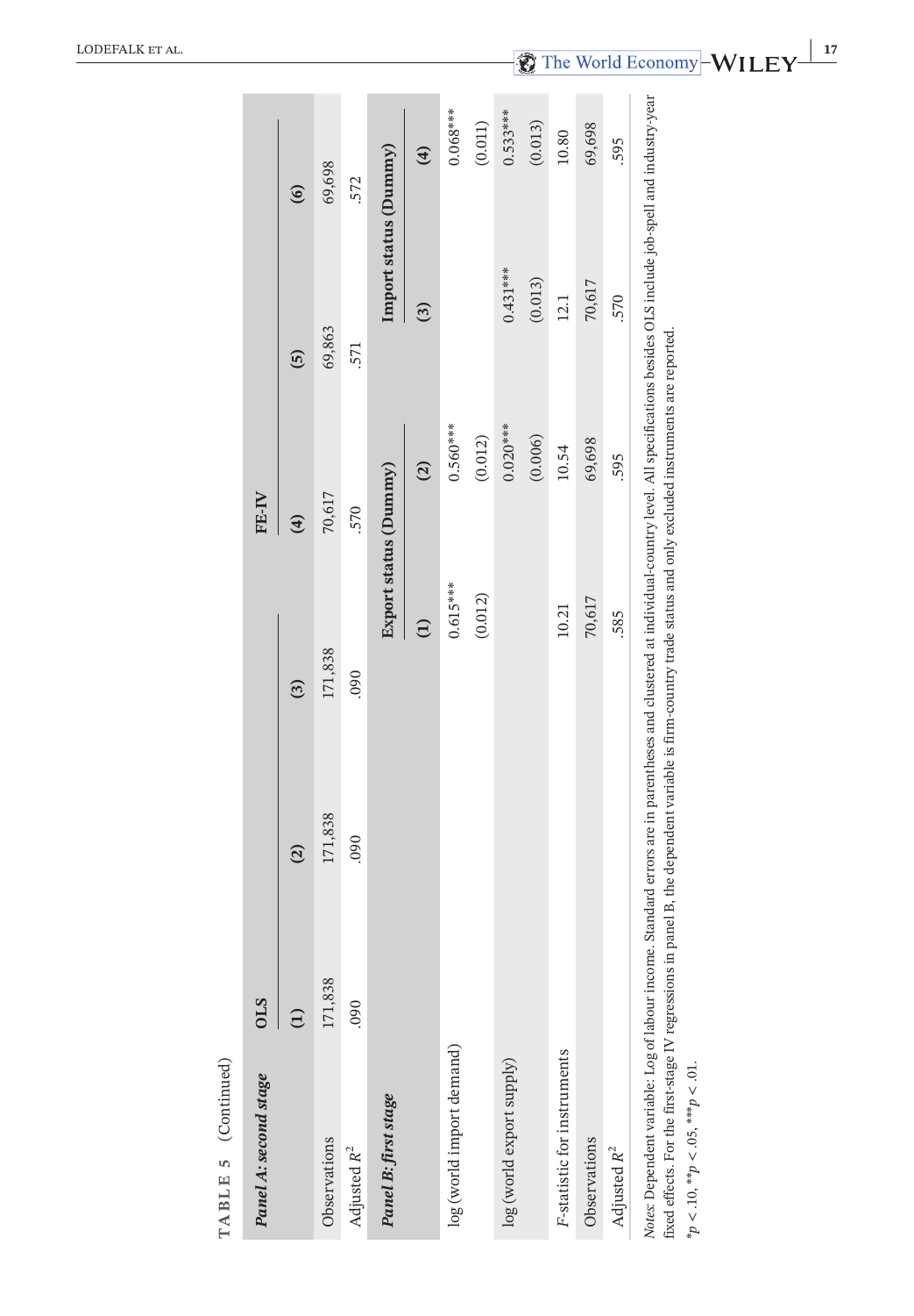**TABLE 5** (Continued)

| *Panel A: second stage* | OLS | | | FE-IV | | |
|---|---|---|---|---|---|---|
| | (1) | (2) | (3) | (4) | (5) | (6) |
| Observations | 171,838 | 171,838 | 171,838 | 70,617 | 69,863 | 69,698 |
| Adjusted $R^2$ | .090 | .090 | .090 | .570 | .571 | .572 |

| *Panel B: first stage* | Export status (Dummy) | | Import status (Dummy) | |
|---|---|---|---|---|
| | (1) | (2) | (3) | (4) |
| log (world import demand) | 0.615*** | 0.560*** | | 0.068*** |
| | (0.012) | (0.012) | | (0.011) |
| log (world export supply) | | 0.020*** | 0.431*** | 0.533*** |
| | | (0.006) | (0.013) | (0.013) |
| F-statistic for instruments | 10.21 | 10.54 | 12.1 | 10.80 |
| Observations | 70,617 | 69,698 | 70,617 | 69,698 |
| Adjusted $R^2$ | .585 | .595 | .570 | .595 |

*Notes*: Dependent variable: Log of labour income. Standard errors are in parentheses and clustered at individual-country level. All specifications besides OLS include job-spell and industry-year fixed effects. For the first-stage IV regressions in panel B, the dependent variable is firm-country trade status and only excluded instruments are reported.

*$p < .10$, **$p < .05$, ***$p < .01$.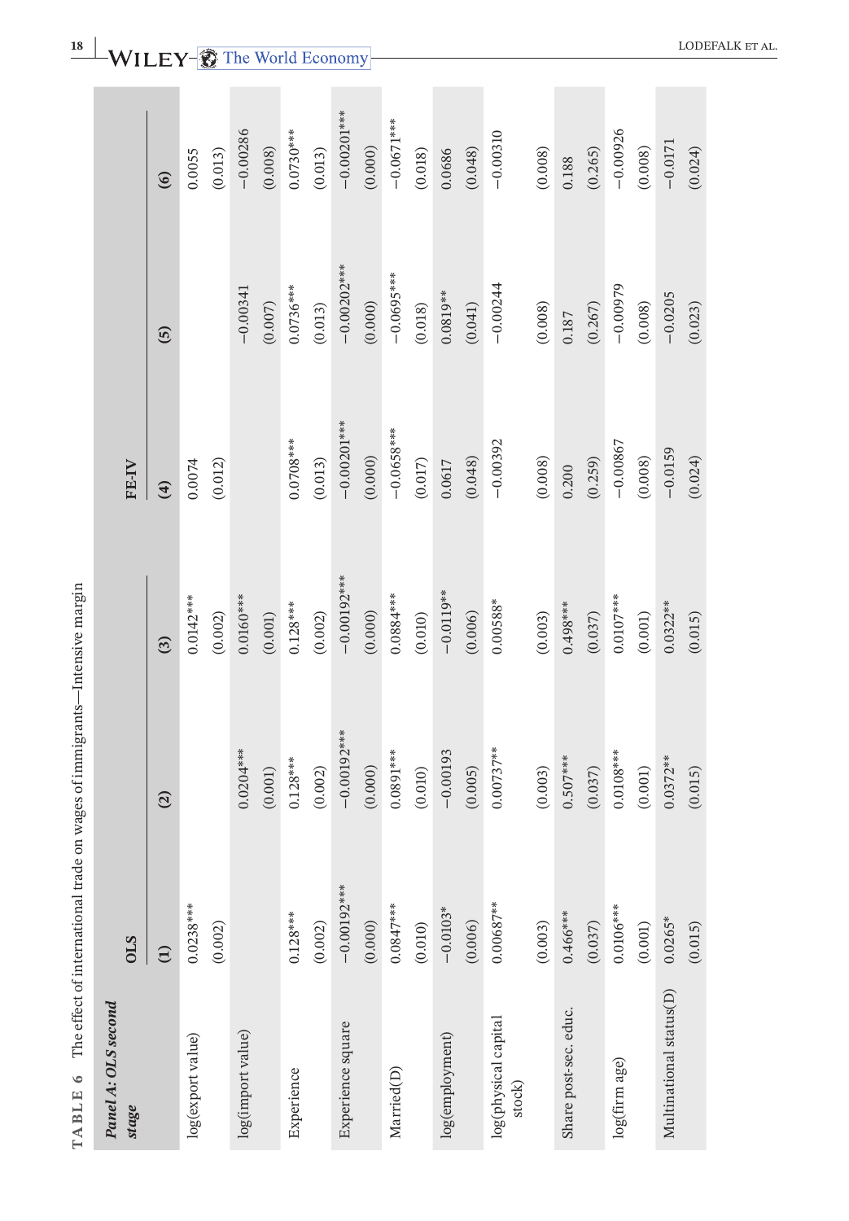**TABLE 6** The effect of international trade on wages of immigrants—Intensive margin

| *Panel A: OLS second stage* | OLS | | | FE-IV | | |
|---|---|---|---|---|---|---|
| | (1) | (2) | (3) | (4) | (5) | (6) |
| log(export value) | 0.0238*** | | 0.0142*** | 0.0074 | | 0.0055 |
| | (0.002) | | (0.002) | (0.012) | | (0.013) |
| log(import value) | | 0.0204*** | 0.0160*** | | −0.00341 | −0.00286 |
| | | (0.001) | (0.001) | | (0.007) | (0.008) |
| Experience | 0.128*** | 0.128*** | 0.128*** | 0.0708*** | 0.0736*** | 0.0730*** |
| | (0.002) | (0.002) | (0.002) | (0.013) | (0.013) | (0.013) |
| Experience square | −0.00192*** | −0.00192*** | −0.00192*** | −0.00201*** | −0.00202*** | −0.00201*** |
| | (0.000) | (0.000) | (0.000) | (0.000) | (0.000) | (0.000) |
| Married(D) | 0.0847*** | 0.0891*** | 0.0884*** | −0.0658*** | −0.0695*** | −0.0671*** |
| | (0.010) | (0.010) | (0.010) | (0.017) | (0.018) | (0.018) |
| log(employment) | −0.0103* | −0.00193 | −0.0119** | 0.0617 | 0.0819** | 0.0686 |
| | (0.006) | (0.005) | (0.006) | (0.048) | (0.041) | (0.048) |
| log(physical capital stock) | 0.00687** | 0.00737** | 0.00588* | −0.00392 | −0.00244 | −0.00310 |
| | (0.003) | (0.003) | (0.003) | (0.008) | (0.008) | (0.008) |
| Share post-sec. educ. | 0.466*** | 0.507*** | 0.498*** | 0.200 | 0.187 | 0.188 |
| | (0.037) | (0.037) | (0.037) | (0.259) | (0.267) | (0.265) |
| log(firm age) | 0.0106*** | 0.0108*** | 0.0107*** | −0.00867 | −0.00979 | −0.00926 |
| | (0.001) | (0.001) | (0.001) | (0.008) | (0.008) | (0.008) |
| Multinational status(D) | 0.0265* | 0.0372** | 0.0322** | −0.0159 | −0.0205 | −0.0171 |
| | (0.015) | (0.015) | (0.015) | (0.024) | (0.023) | (0.024) |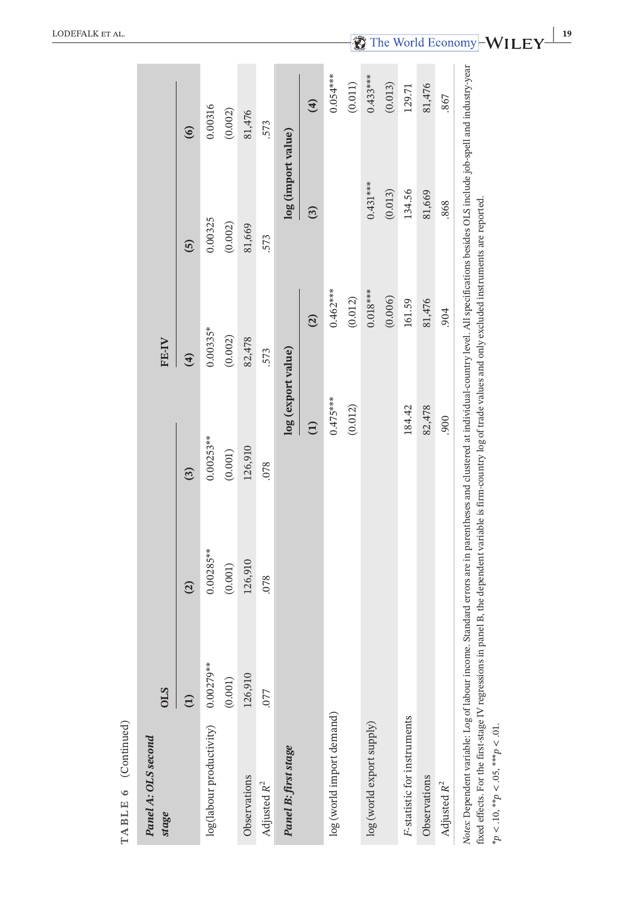**TABLE 6** (Continued)

| *Panel A: OLS second stage* | OLS | | | FE-IV | | |
|---|---|---|---|---|---|---|
| | (1) | (2) | (3) | (4) | (5) | (6) |
| log(labour productivity) | 0.00279** | 0.00285** | 0.00253** | 0.00335* | 0.00325 | 0.00316 |
| | (0.001) | (0.001) | (0.001) | (0.002) | (0.002) | (0.002) |
| Observations | 126,910 | 126,910 | 126,910 | 82,478 | 81,669 | 81,476 |
| Adjusted $R^2$ | .077 | .078 | .078 | .573 | .573 | .573 |

| *Panel B: first stage* | log (export value) | | log (import value) | |
|---|---|---|---|---|
| | (1) | (2) | (3) | (4) |
| log (world import demand) | 0.475*** | 0.462*** | | 0.054*** |
| | (0.012) | (0.012) | | (0.011) |
| log (world export supply) | | 0.018*** | 0.431*** | 0.433*** |
| | | (0.006) | (0.013) | (0.013) |
| *F*-statistic for instruments | 184.42 | 161.59 | 134.56 | 129.71 |
| Observations | 82,478 | 81,476 | 81,669 | 81,476 |
| Adjusted $R^2$ | .900 | .904 | .868 | .867 |

*Notes:* Dependent variable: Log of labour income. Standard errors are in parentheses and clustered at individual-country level. All specifications besides OLS include job-spell and industry-year fixed effects. For the first-stage IV regressions in panel B, the dependent variable is firm-country log of trade values and only excluded instruments are reported.

$*p < .10$, $**p < .05$, $***p < .01$.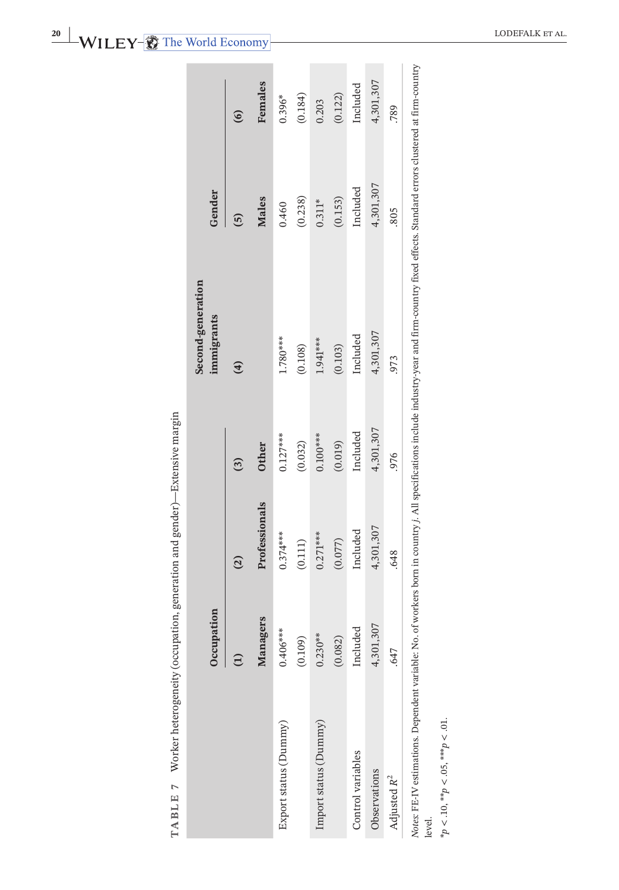**TABLE 7** Worker heterogeneity (occupation, generation and gender)—Extensive margin

| | Occupation | | | Second-generation immigrants | Gender | |
|---|---|---|---|---|---|---|
| | (1) | (2) | (3) | (4) | (5) | (6) |
| | Managers | Professionals | Other | | Males | Females |
| Export status (Dummy) | 0.406*** | 0.374*** | 0.127*** | 1.780*** | 0.460 | 0.396* |
| | (0.109) | (0.111) | (0.032) | (0.108) | (0.238) | (0.184) |
| Import status (Dummy) | 0.230** | 0.271*** | 0.100*** | 1.941*** | 0.311* | 0.203 |
| | (0.082) | (0.077) | (0.019) | (0.103) | (0.153) | (0.122) |
| Control variables | Included | Included | Included | Included | Included | Included |
| Observations | 4,301,307 | 4,301,307 | 4,301,307 | 4,301,307 | 4,301,307 | 4,301,307 |
| Adjusted $R^2$ | .647 | .648 | .976 | .973 | .805 | .789 |

*Notes*: FE-IV estimations. Dependent variable: No. of workers born in country *j*. All specifications include industry-year and firm-country fixed effects. Standard errors clustered at firm-country level.

*$p < .10$, **$p < .05$, ***$p < .01$.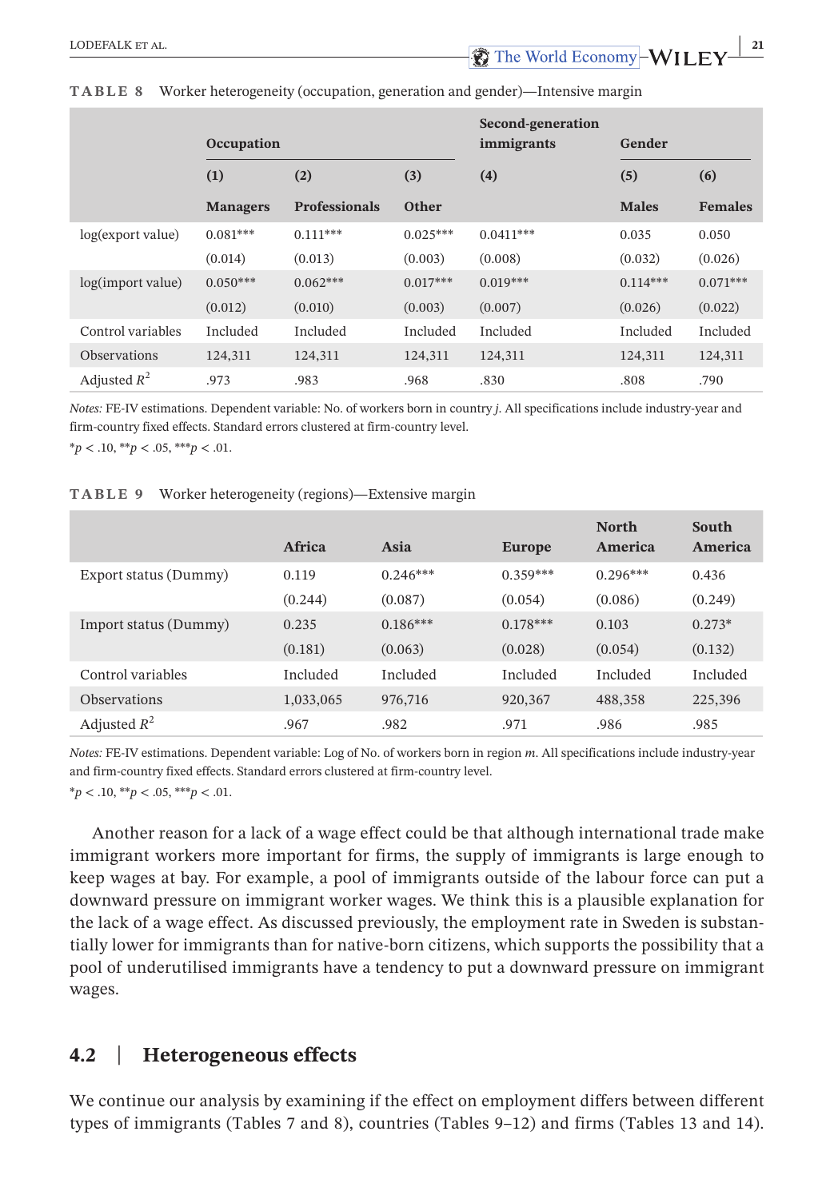**TABLE 8** Worker heterogeneity (occupation, generation and gender)—Intensive margin

| | Occupation | | | Second-generation immigrants | Gender | |
|---|---|---|---|---|---|---|
| | (1) | (2) | (3) | (4) | (5) | (6) |
| | Managers | Professionals | Other | | Males | Females |
| log(export value) | 0.081*** | 0.111*** | 0.025*** | 0.0411*** | 0.035 | 0.050 |
| | (0.014) | (0.013) | (0.003) | (0.008) | (0.032) | (0.026) |
| log(import value) | 0.050*** | 0.062*** | 0.017*** | 0.019*** | 0.114*** | 0.071*** |
| | (0.012) | (0.010) | (0.003) | (0.007) | (0.026) | (0.022) |
| Control variables | Included | Included | Included | Included | Included | Included |
| Observations | 124,311 | 124,311 | 124,311 | 124,311 | 124,311 | 124,311 |
| Adjusted $R^2$ | .973 | .983 | .968 | .830 | .808 | .790 |

*Notes:* FE-IV estimations. Dependent variable: No. of workers born in country *j*. All specifications include industry-year and firm-country fixed effects. Standard errors clustered at firm-country level.
*p < .10, **p < .05, ***p < .01.

**TABLE 9** Worker heterogeneity (regions)—Extensive margin

| | Africa | Asia | Europe | North America | South America |
|---|---|---|---|---|---|
| Export status (Dummy) | 0.119 | 0.246*** | 0.359*** | 0.296*** | 0.436 |
| | (0.244) | (0.087) | (0.054) | (0.086) | (0.249) |
| Import status (Dummy) | 0.235 | 0.186*** | 0.178*** | 0.103 | 0.273* |
| | (0.181) | (0.063) | (0.028) | (0.054) | (0.132) |
| Control variables | Included | Included | Included | Included | Included |
| Observations | 1,033,065 | 976,716 | 920,367 | 488,358 | 225,396 |
| Adjusted $R^2$ | .967 | .982 | .971 | .986 | .985 |

*Notes:* FE-IV estimations. Dependent variable: Log of No. of workers born in region *m*. All specifications include industry-year and firm-country fixed effects. Standard errors clustered at firm-country level.
*p < .10, **p < .05, ***p < .01.

Another reason for a lack of a wage effect could be that although international trade make immigrant workers more important for firms, the supply of immigrants is large enough to keep wages at bay. For example, a pool of immigrants outside of the labour force can put a downward pressure on immigrant worker wages. We think this is a plausible explanation for the lack of a wage effect. As discussed previously, the employment rate in Sweden is substantially lower for immigrants than for native-born citizens, which supports the possibility that a pool of underutilised immigrants have a tendency to put a downward pressure on immigrant wages.

## 4.2 | Heterogeneous effects

We continue our analysis by examining if the effect on employment differs between different types of immigrants (Tables 7 and 8), countries (Tables 9–12) and firms (Tables 13 and 14).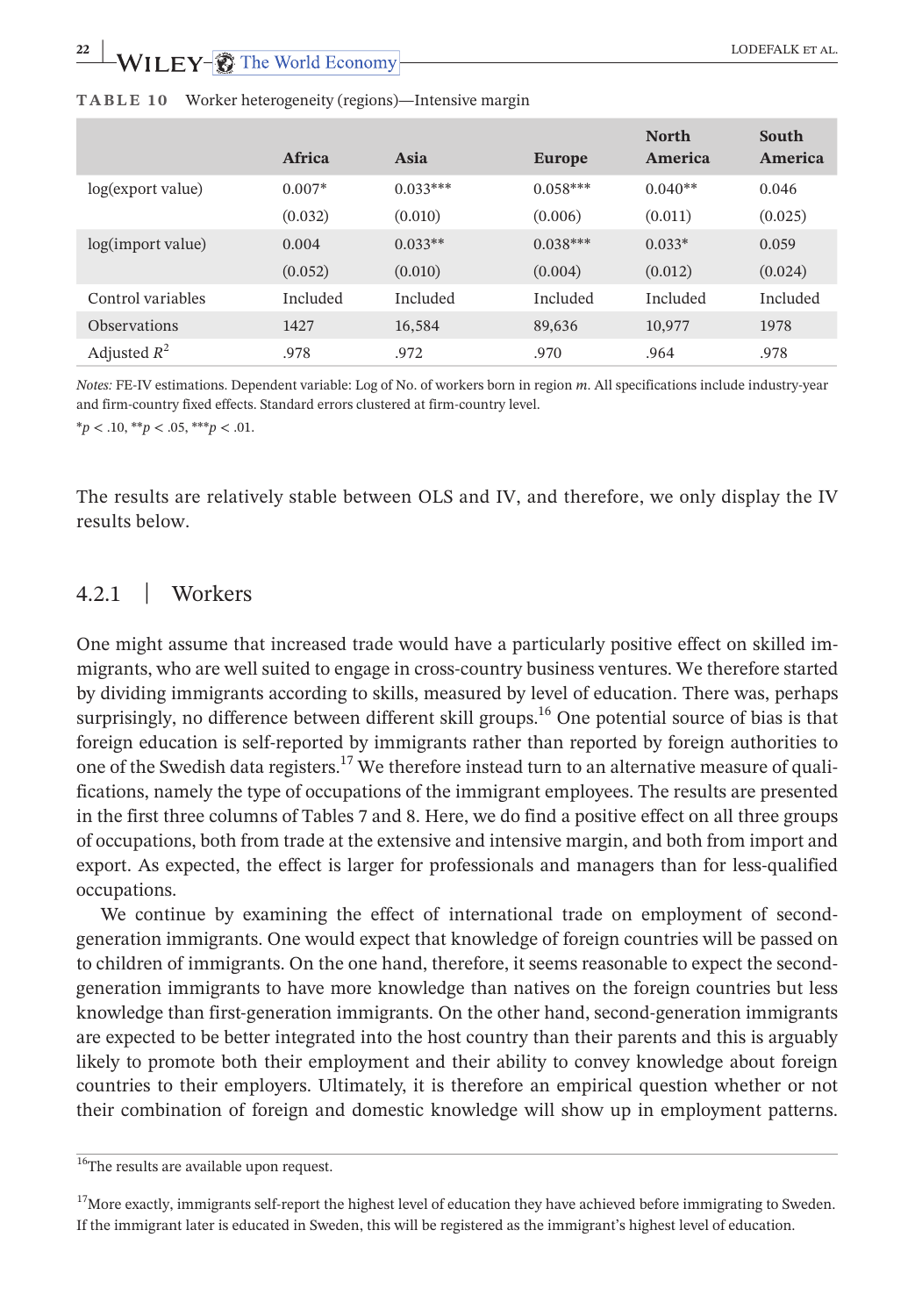**TABLE 10** Worker heterogeneity (regions)—Intensive margin

| | Africa | Asia | Europe | North America | South America |
|---|---|---|---|---|---|
| log(export value) | 0.007* | 0.033*** | 0.058*** | 0.040** | 0.046 |
| | (0.032) | (0.010) | (0.006) | (0.011) | (0.025) |
| log(import value) | 0.004 | 0.033** | 0.038*** | 0.033* | 0.059 |
| | (0.052) | (0.010) | (0.004) | (0.012) | (0.024) |
| Control variables | Included | Included | Included | Included | Included |
| Observations | 1427 | 16,584 | 89,636 | 10,977 | 1978 |
| Adjusted $R^2$ | .978 | .972 | .970 | .964 | .978 |

*Notes:* FE-IV estimations. Dependent variable: Log of No. of workers born in region *m*. All specifications include industry-year and firm-country fixed effects. Standard errors clustered at firm-country level.

$^{*}p < .10$, $^{**}p < .05$, $^{***}p < .01$.

The results are relatively stable between OLS and IV, and therefore, we only display the IV results below.

### 4.2.1 | Workers

One might assume that increased trade would have a particularly positive effect on skilled immigrants, who are well suited to engage in cross-country business ventures. We therefore started by dividing immigrants according to skills, measured by level of education. There was, perhaps surprisingly, no difference between different skill groups.[16] One potential source of bias is that foreign education is self-reported by immigrants rather than reported by foreign authorities to one of the Swedish data registers.[17] We therefore instead turn to an alternative measure of qualifications, namely the type of occupations of the immigrant employees. The results are presented in the first three columns of Tables 7 and 8. Here, we do find a positive effect on all three groups of occupations, both from trade at the extensive and intensive margin, and both from import and export. As expected, the effect is larger for professionals and managers than for less-qualified occupations.

We continue by examining the effect of international trade on employment of second-generation immigrants. One would expect that knowledge of foreign countries will be passed on to children of immigrants. On the one hand, therefore, it seems reasonable to expect the second-generation immigrants to have more knowledge than natives on the foreign countries but less knowledge than first-generation immigrants. On the other hand, second-generation immigrants are expected to be better integrated into the host country than their parents and this is arguably likely to promote both their employment and their ability to convey knowledge about foreign countries to their employers. Ultimately, it is therefore an empirical question whether or not their combination of foreign and domestic knowledge will show up in employment patterns.

[16]The results are available upon request.

[17]More exactly, immigrants self-report the highest level of education they have achieved before immigrating to Sweden. If the immigrant later is educated in Sweden, this will be registered as the immigrant's highest level of education.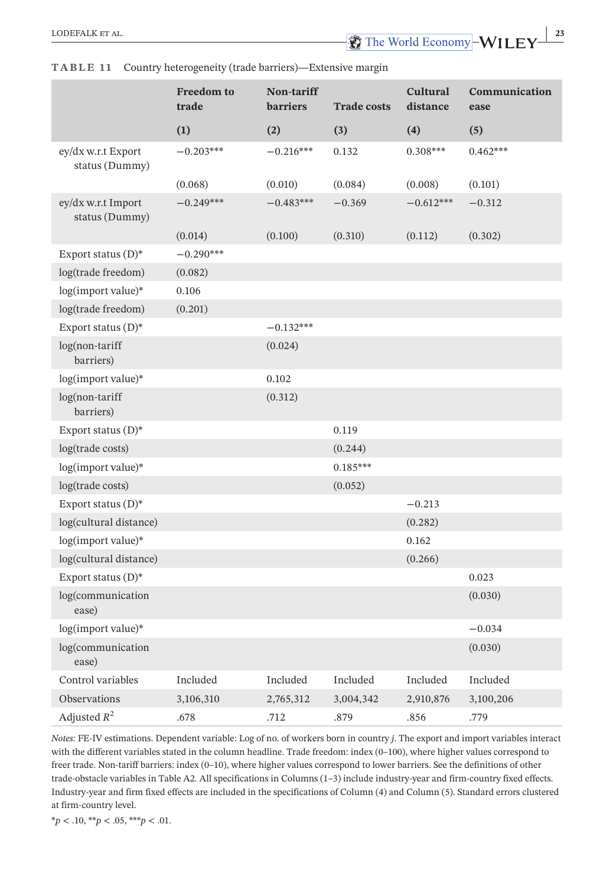**TABLE 11** Country heterogeneity (trade barriers)—Extensive margin

| | Freedom to trade | Non-tariff barriers | Trade costs | Cultural distance | Communication ease |
|---|---|---|---|---|---|
| | (1) | (2) | (3) | (4) | (5) |
| ey/dx w.r.t Export status (Dummy) | −0.203*** | −0.216*** | 0.132 | 0.308*** | 0.462*** |
| | (0.068) | (0.010) | (0.084) | (0.008) | (0.101) |
| ey/dx w.r.t Import status (Dummy) | −0.249*** | −0.483*** | −0.369 | −0.612*** | −0.312 |
| | (0.014) | (0.100) | (0.310) | (0.112) | (0.302) |
| Export status (D)* | −0.290*** | | | | |
| log(trade freedom) | (0.082) | | | | |
| log(import value)* | 0.106 | | | | |
| log(trade freedom) | (0.201) | | | | |
| Export status (D)* | | −0.132*** | | | |
| log(non-tariff barriers) | | (0.024) | | | |
| log(import value)* | | 0.102 | | | |
| log(non-tariff barriers) | | (0.312) | | | |
| Export status (D)* | | | 0.119 | | |
| log(trade costs) | | | (0.244) | | |
| log(import value)* | | | 0.185*** | | |
| log(trade costs) | | | (0.052) | | |
| Export status (D)* | | | | −0.213 | |
| log(cultural distance) | | | | (0.282) | |
| log(import value)* | | | | 0.162 | |
| log(cultural distance) | | | | (0.266) | |
| Export status (D)* | | | | | 0.023 |
| log(communication ease) | | | | | (0.030) |
| log(import value)* | | | | | −0.034 |
| log(communication ease) | | | | | (0.030) |
| Control variables | Included | Included | Included | Included | Included |
| Observations | 3,106,310 | 2,765,312 | 3,004,342 | 2,910,876 | 3,100,206 |
| Adjusted $R^2$ | .678 | .712 | .879 | .856 | .779 |

*Notes:* FE-IV estimations. Dependent variable: Log of no. of workers born in country *j*. The export and import variables interact with the different variables stated in the column headline. Trade freedom: index (0–100), where higher values correspond to freer trade. Non-tariff barriers: index (0–10), where higher values correspond to lower barriers. See the definitions of other trade-obstacle variables in Table A2. All specifications in Columns (1–3) include industry-year and firm-country fixed effects. Industry-year and firm fixed effects are included in the specifications of Column (4) and Column (5). Standard errors clustered at firm-country level.

*$p < .10$, **$p < .05$, ***$p < .01$.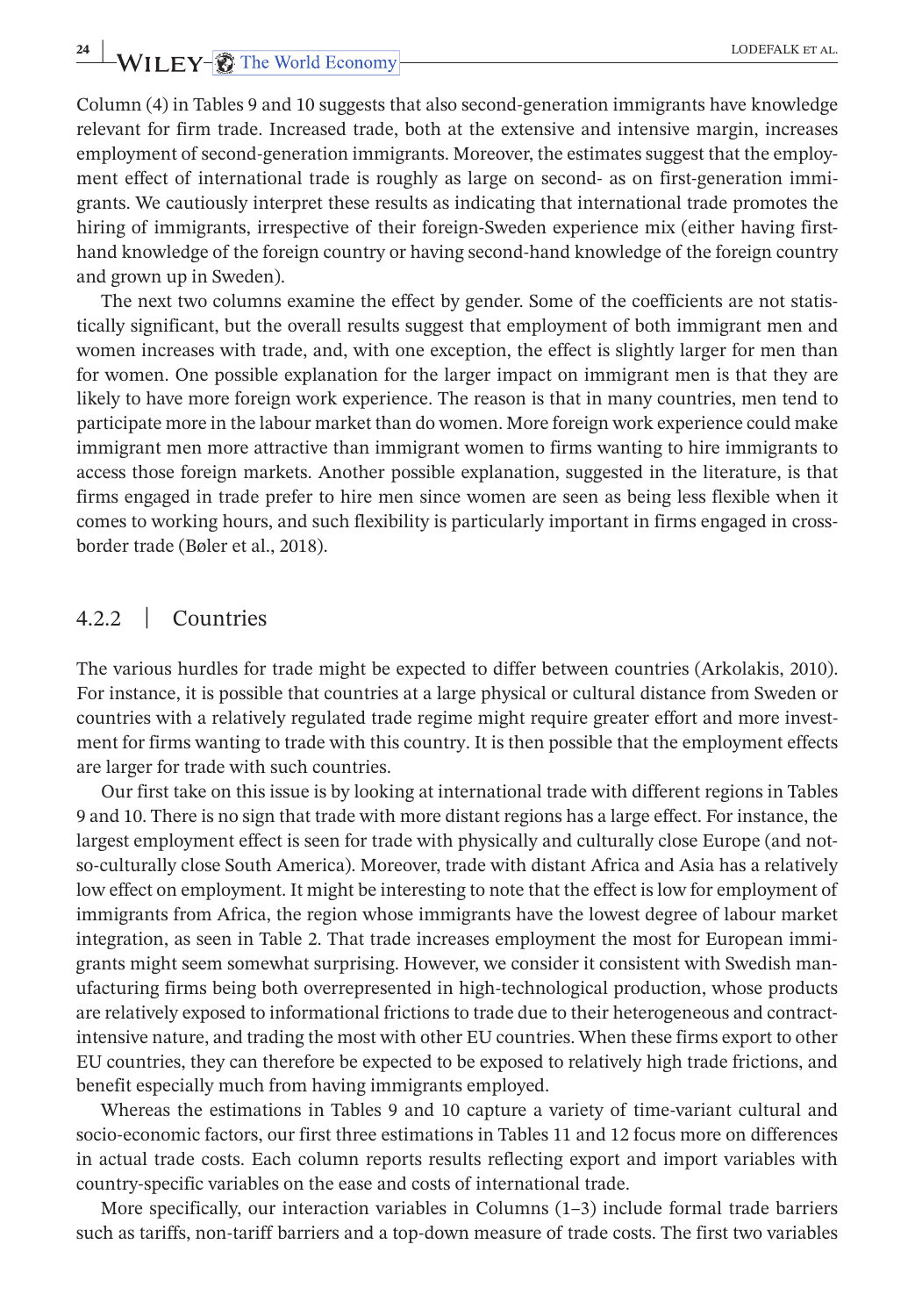Column (4) in Tables 9 and 10 suggests that also second-generation immigrants have knowledge relevant for firm trade. Increased trade, both at the extensive and intensive margin, increases employment of second-generation immigrants. Moreover, the estimates suggest that the employment effect of international trade is roughly as large on second- as on first-generation immigrants. We cautiously interpret these results as indicating that international trade promotes the hiring of immigrants, irrespective of their foreign-Sweden experience mix (either having first-hand knowledge of the foreign country or having second-hand knowledge of the foreign country and grown up in Sweden).

The next two columns examine the effect by gender. Some of the coefficients are not statistically significant, but the overall results suggest that employment of both immigrant men and women increases with trade, and, with one exception, the effect is slightly larger for men than for women. One possible explanation for the larger impact on immigrant men is that they are likely to have more foreign work experience. The reason is that in many countries, men tend to participate more in the labour market than do women. More foreign work experience could make immigrant men more attractive than immigrant women to firms wanting to hire immigrants to access those foreign markets. Another possible explanation, suggested in the literature, is that firms engaged in trade prefer to hire men since women are seen as being less flexible when it comes to working hours, and such flexibility is particularly important in firms engaged in cross-border trade (Bøler et al., 2018).

### 4.2.2 | Countries

The various hurdles for trade might be expected to differ between countries (Arkolakis, 2010). For instance, it is possible that countries at a large physical or cultural distance from Sweden or countries with a relatively regulated trade regime might require greater effort and more investment for firms wanting to trade with this country. It is then possible that the employment effects are larger for trade with such countries.

Our first take on this issue is by looking at international trade with different regions in Tables 9 and 10. There is no sign that trade with more distant regions has a large effect. For instance, the largest employment effect is seen for trade with physically and culturally close Europe (and not-so-culturally close South America). Moreover, trade with distant Africa and Asia has a relatively low effect on employment. It might be interesting to note that the effect is low for employment of immigrants from Africa, the region whose immigrants have the lowest degree of labour market integration, as seen in Table 2. That trade increases employment the most for European immigrants might seem somewhat surprising. However, we consider it consistent with Swedish manufacturing firms being both overrepresented in high-technological production, whose products are relatively exposed to informational frictions to trade due to their heterogeneous and contract-intensive nature, and trading the most with other EU countries. When these firms export to other EU countries, they can therefore be expected to be exposed to relatively high trade frictions, and benefit especially much from having immigrants employed.

Whereas the estimations in Tables 9 and 10 capture a variety of time-variant cultural and socio-economic factors, our first three estimations in Tables 11 and 12 focus more on differences in actual trade costs. Each column reports results reflecting export and import variables with country-specific variables on the ease and costs of international trade.

More specifically, our interaction variables in Columns (1–3) include formal trade barriers such as tariffs, non-tariff barriers and a top-down measure of trade costs. The first two variables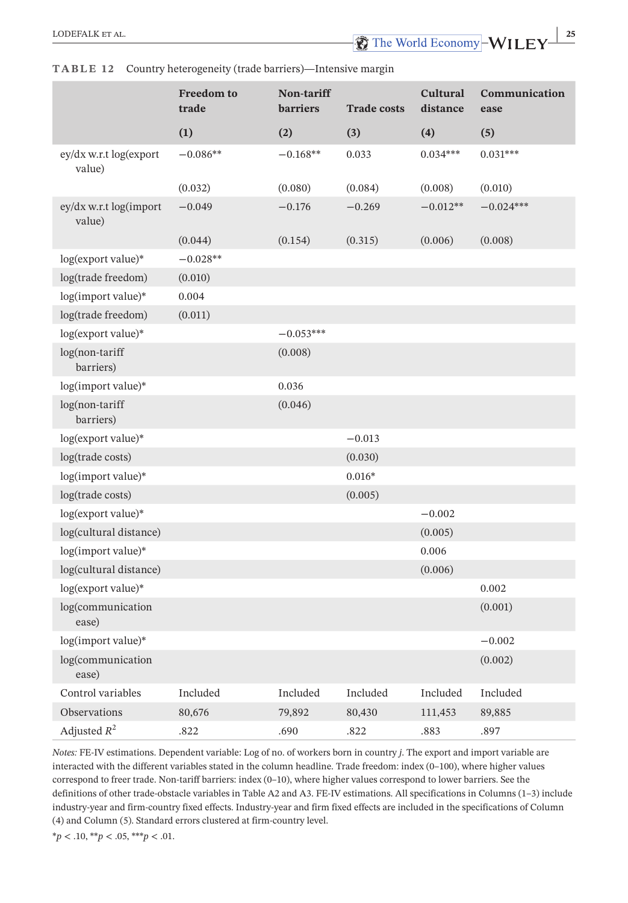**TABLE 12** Country heterogeneity (trade barriers)—Intensive margin

| | Freedom to trade | Non-tariff barriers | Trade costs | Cultural distance | Communication ease |
|---|---|---|---|---|---|
| | (1) | (2) | (3) | (4) | (5) |
| ey/dx w.r.t log(export value) | −0.086** | −0.168** | 0.033 | 0.034*** | 0.031*** |
| | (0.032) | (0.080) | (0.084) | (0.008) | (0.010) |
| ey/dx w.r.t log(import value) | −0.049 | −0.176 | −0.269 | −0.012** | −0.024*** |
| | (0.044) | (0.154) | (0.315) | (0.006) | (0.008) |
| log(export value)* | −0.028** | | | | |
| log(trade freedom) | (0.010) | | | | |
| log(import value)* | 0.004 | | | | |
| log(trade freedom) | (0.011) | | | | |
| log(export value)* | | −0.053*** | | | |
| log(non-tariff barriers) | | (0.008) | | | |
| log(import value)* | | 0.036 | | | |
| log(non-tariff barriers) | | (0.046) | | | |
| log(export value)* | | | −0.013 | | |
| log(trade costs) | | | (0.030) | | |
| log(import value)* | | | 0.016* | | |
| log(trade costs) | | | (0.005) | | |
| log(export value)* | | | | −0.002 | |
| log(cultural distance) | | | | (0.005) | |
| log(import value)* | | | | 0.006 | |
| log(cultural distance) | | | | (0.006) | |
| log(export value)* | | | | | 0.002 |
| log(communication ease) | | | | | (0.001) |
| log(import value)* | | | | | −0.002 |
| log(communication ease) | | | | | (0.002) |
| Control variables | Included | Included | Included | Included | Included |
| Observations | 80,676 | 79,892 | 80,430 | 111,453 | 89,885 |
| Adjusted $R^2$ | .822 | .690 | .822 | .883 | .897 |

*Notes:* FE-IV estimations. Dependent variable: Log of no. of workers born in country *j*. The export and import variable are interacted with the different variables stated in the column headline. Trade freedom: index (0–100), where higher values correspond to freer trade. Non-tariff barriers: index (0–10), where higher values correspond to lower barriers. See the definitions of other trade-obstacle variables in Table A2 and A3. FE-IV estimations. All specifications in Columns (1–3) include industry-year and firm-country fixed effects. Industry-year and firm fixed effects are included in the specifications of Column (4) and Column (5). Standard errors clustered at firm-country level.

*$p < .10$, **$p < .05$, ***$p < .01$.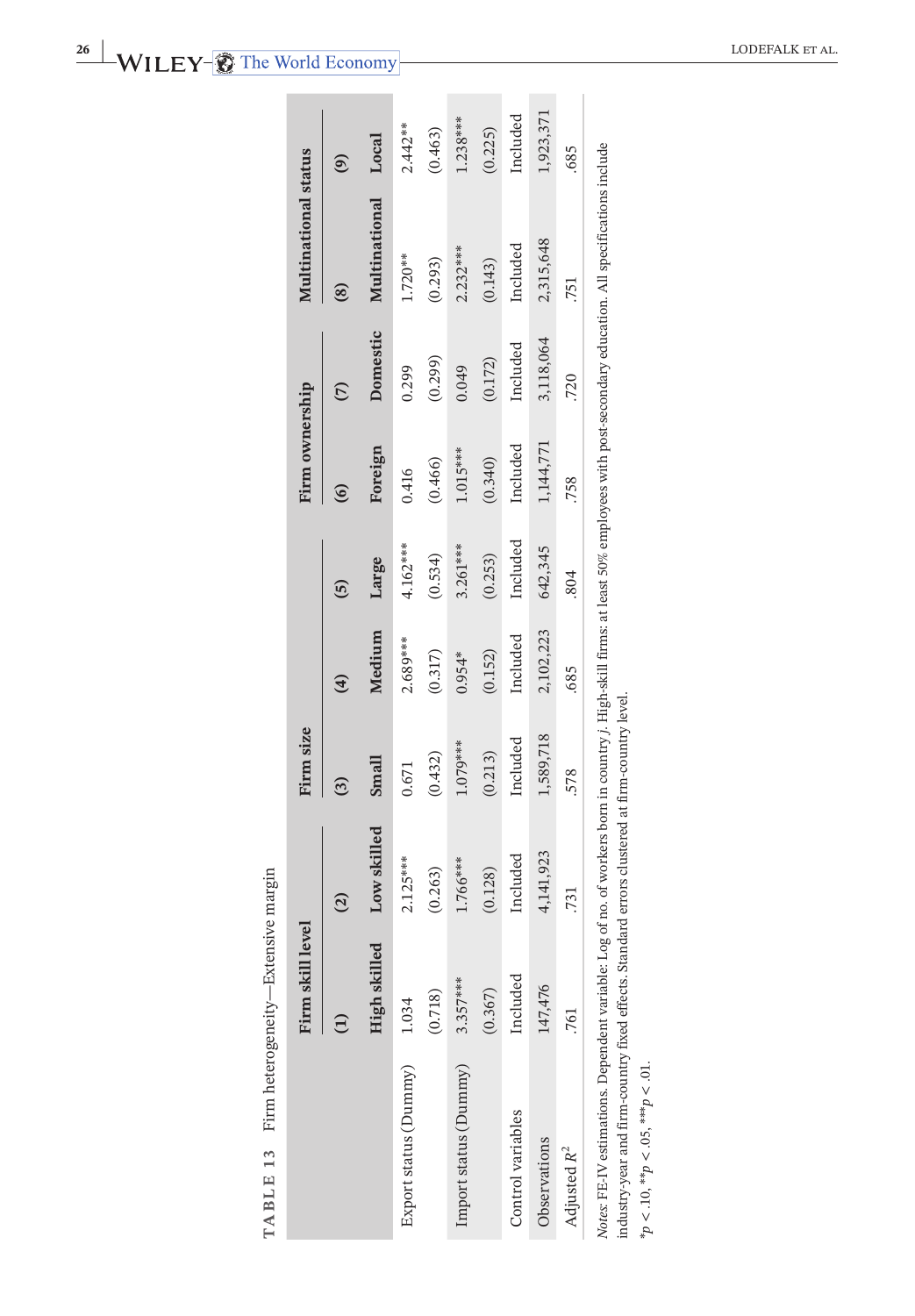**TABLE 13** Firm heterogeneity—Extensive margin

| | Firm skill level | | Firm size | | | Firm ownership | | Multinational status | |
|---|---|---|---|---|---|---|---|---|---|
| | (1) | (2) | (3) | (4) | (5) | (6) | (7) | (8) | (9) |
| | High skilled | Low skilled | Small | Medium | Large | Foreign | Domestic | Multinational | Local |
| Export status (Dummy) | 1.034 | 2.125*** | 0.671 | 2.689*** | 4.162*** | 0.416 | 0.299 | 1.720** | 2.442** |
| | (0.718) | (0.263) | (0.432) | (0.317) | (0.534) | (0.466) | (0.299) | (0.293) | (0.463) |
| Import status (Dummy) | 3.357*** | 1.766*** | 1.079*** | 0.954* | 3.261*** | 1.015*** | 0.049 | 2.232*** | 1.238*** |
| | (0.367) | (0.128) | (0.213) | (0.152) | (0.253) | (0.340) | (0.172) | (0.143) | (0.225) |
| Control variables | Included | Included | Included | Included | Included | Included | Included | Included | Included |
| Observations | 147,476 | 4,141,923 | 1,589,718 | 2,102,223 | 642,345 | 1,144,771 | 3,118,064 | 2,315,648 | 1,923,371 |
| Adjusted $R^2$ | .761 | .731 | .578 | .685 | .804 | .758 | .720 | .751 | .685 |

*Notes*: FE-IV estimations. Dependent variable: Log of no. of workers born in country *j*. High-skill firms: at least 50% employees with post-secondary education. All specifications include industry-year and firm-country fixed effects. Standard errors clustered at firm-country level.

*$p < .10$, **$p < .05$, ***$p < .01$.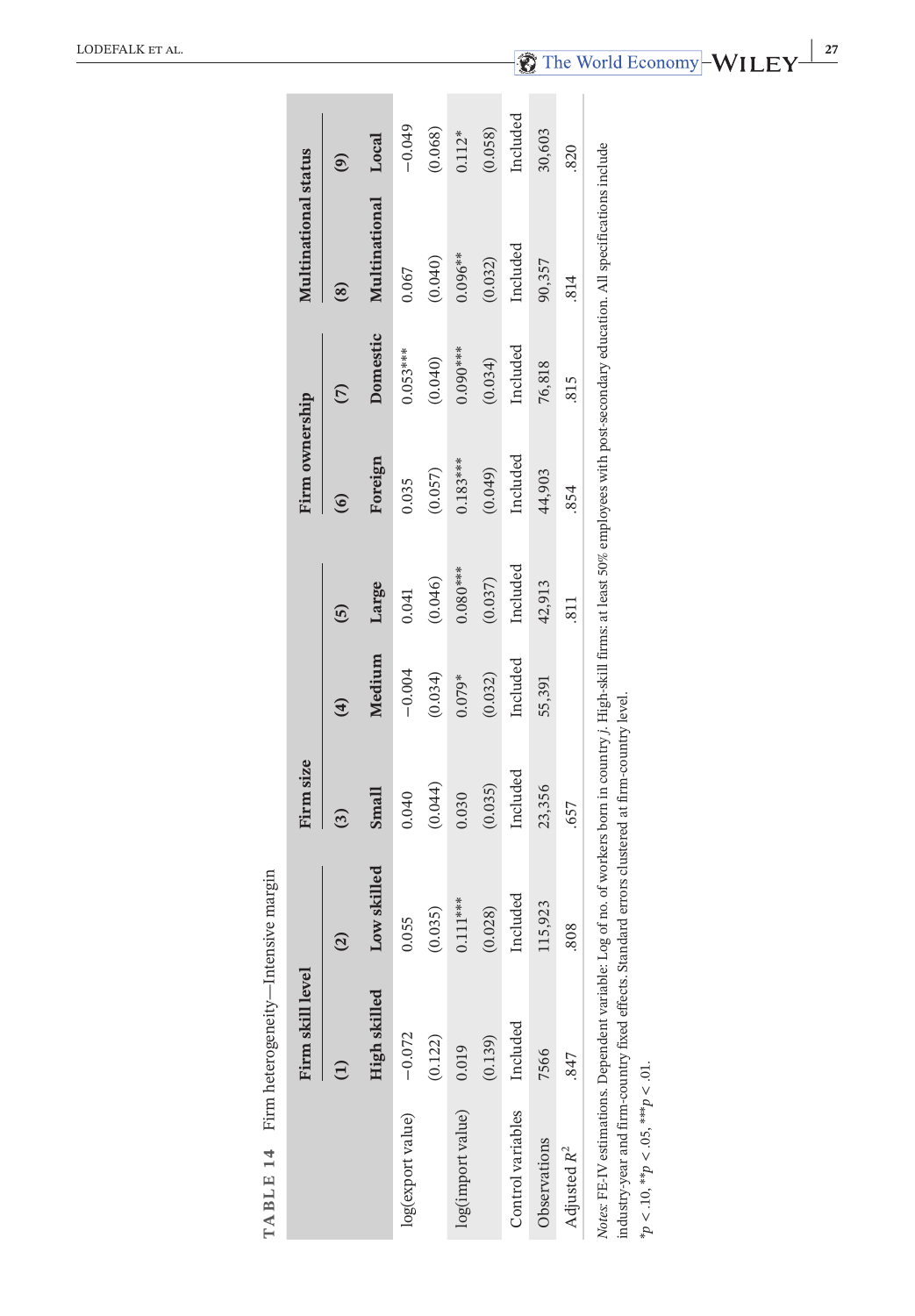**TABLE 14** Firm heterogeneity—Intensive margin

| | Firm skill level | | Firm size | | | Firm ownership | | Multinational status | |
|---|---|---|---|---|---|---|---|---|---|
| | (1) | (2) | (3) | (4) | (5) | (6) | (7) | (8) | (9) |
| | High skilled | Low skilled | Small | Medium | Large | Foreign | Domestic | Multinational | Local |
| log(export value) | −0.072 | 0.055 | 0.040 | −0.004 | 0.041 | 0.035 | 0.053*** | 0.067 | −0.049 |
| | (0.122) | (0.035) | (0.044) | (0.034) | (0.046) | (0.057) | (0.040) | (0.040) | (0.068) |
| log(import value) | 0.019 | 0.111*** | 0.030 | 0.079* | 0.080*** | 0.183*** | 0.090*** | 0.096** | 0.112* |
| | (0.139) | (0.028) | (0.035) | (0.032) | (0.037) | (0.049) | (0.034) | (0.032) | (0.058) |
| Control variables | Included | Included | Included | Included | Included | Included | Included | Included | Included |
| Observations | 7566 | 115,923 | 23,356 | 55,391 | 42,913 | 44,903 | 76,818 | 90,357 | 30,603 |
| Adjusted $R^2$ | .847 | .808 | .657 | | .811 | .854 | .815 | .814 | .820 |

*Notes*: FE-IV estimations. Dependent variable: Log of no. of workers born in country *j*. High-skill firms: at least 50% employees with post-secondary education. All specifications include industry-year and firm-country fixed effects. Standard errors clustered at firm-country level.

*$p < .10$, **$p < .05$, ***$p < .01$.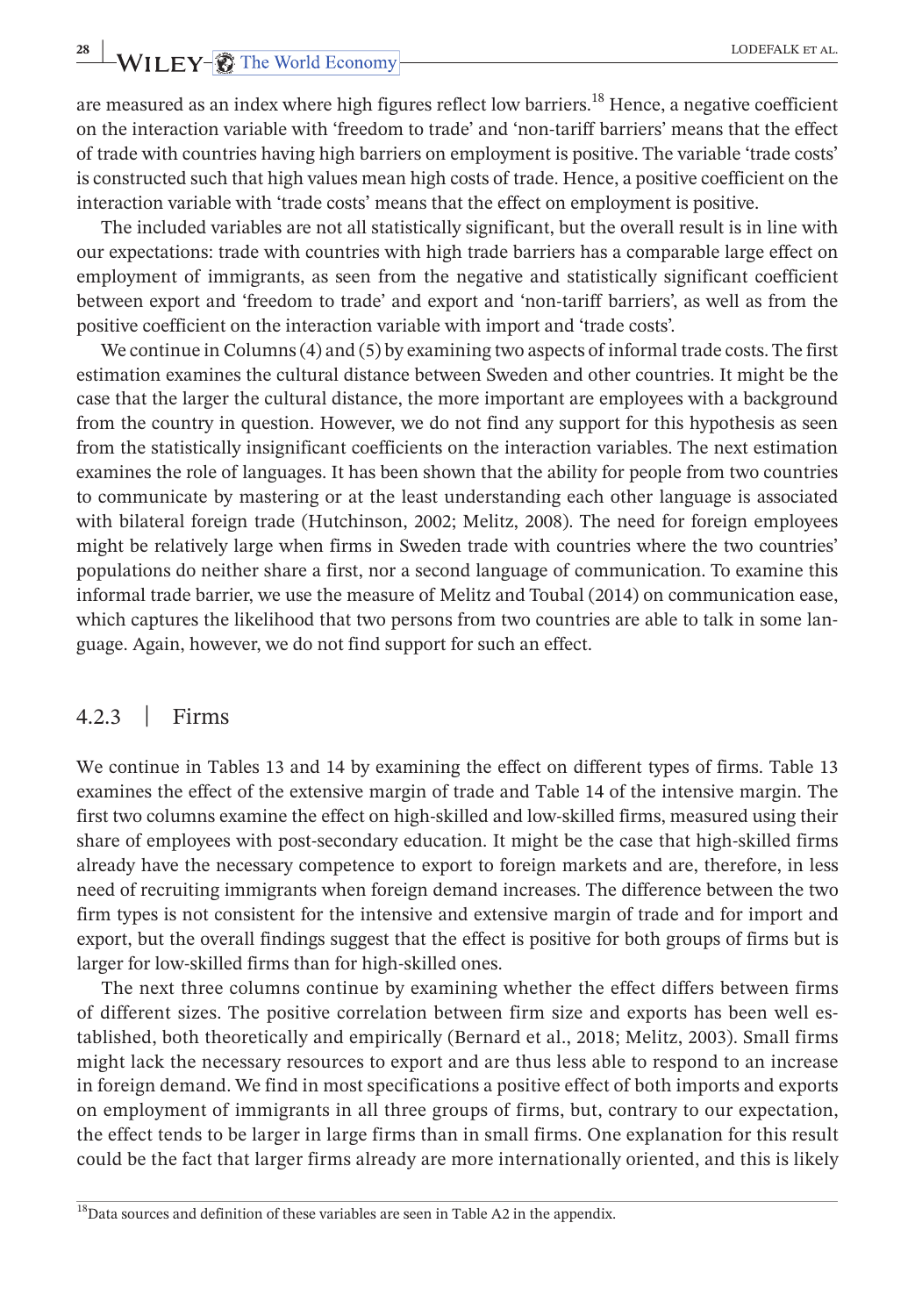are measured as an index where high figures reflect low barriers.[18] Hence, a negative coefficient on the interaction variable with 'freedom to trade' and 'non-tariff barriers' means that the effect of trade with countries having high barriers on employment is positive. The variable 'trade costs' is constructed such that high values mean high costs of trade. Hence, a positive coefficient on the interaction variable with 'trade costs' means that the effect on employment is positive.

The included variables are not all statistically significant, but the overall result is in line with our expectations: trade with countries with high trade barriers has a comparable large effect on employment of immigrants, as seen from the negative and statistically significant coefficient between export and 'freedom to trade' and export and 'non-tariff barriers', as well as from the positive coefficient on the interaction variable with import and 'trade costs'.

We continue in Columns (4) and (5) by examining two aspects of informal trade costs. The first estimation examines the cultural distance between Sweden and other countries. It might be the case that the larger the cultural distance, the more important are employees with a background from the country in question. However, we do not find any support for this hypothesis as seen from the statistically insignificant coefficients on the interaction variables. The next estimation examines the role of languages. It has been shown that the ability for people from two countries to communicate by mastering or at the least understanding each other language is associated with bilateral foreign trade (Hutchinson, 2002; Melitz, 2008). The need for foreign employees might be relatively large when firms in Sweden trade with countries where the two countries' populations do neither share a first, nor a second language of communication. To examine this informal trade barrier, we use the measure of Melitz and Toubal (2014) on communication ease, which captures the likelihood that two persons from two countries are able to talk in some language. Again, however, we do not find support for such an effect.

### 4.2.3 | Firms

We continue in Tables 13 and 14 by examining the effect on different types of firms. Table 13 examines the effect of the extensive margin of trade and Table 14 of the intensive margin. The first two columns examine the effect on high-skilled and low-skilled firms, measured using their share of employees with post-secondary education. It might be the case that high-skilled firms already have the necessary competence to export to foreign markets and are, therefore, in less need of recruiting immigrants when foreign demand increases. The difference between the two firm types is not consistent for the intensive and extensive margin of trade and for import and export, but the overall findings suggest that the effect is positive for both groups of firms but is larger for low-skilled firms than for high-skilled ones.

The next three columns continue by examining whether the effect differs between firms of different sizes. The positive correlation between firm size and exports has been well established, both theoretically and empirically (Bernard et al., 2018; Melitz, 2003). Small firms might lack the necessary resources to export and are thus less able to respond to an increase in foreign demand. We find in most specifications a positive effect of both imports and exports on employment of immigrants in all three groups of firms, but, contrary to our expectation, the effect tends to be larger in large firms than in small firms. One explanation for this result could be the fact that larger firms already are more internationally oriented, and this is likely

[18]Data sources and definition of these variables are seen in Table A2 in the appendix.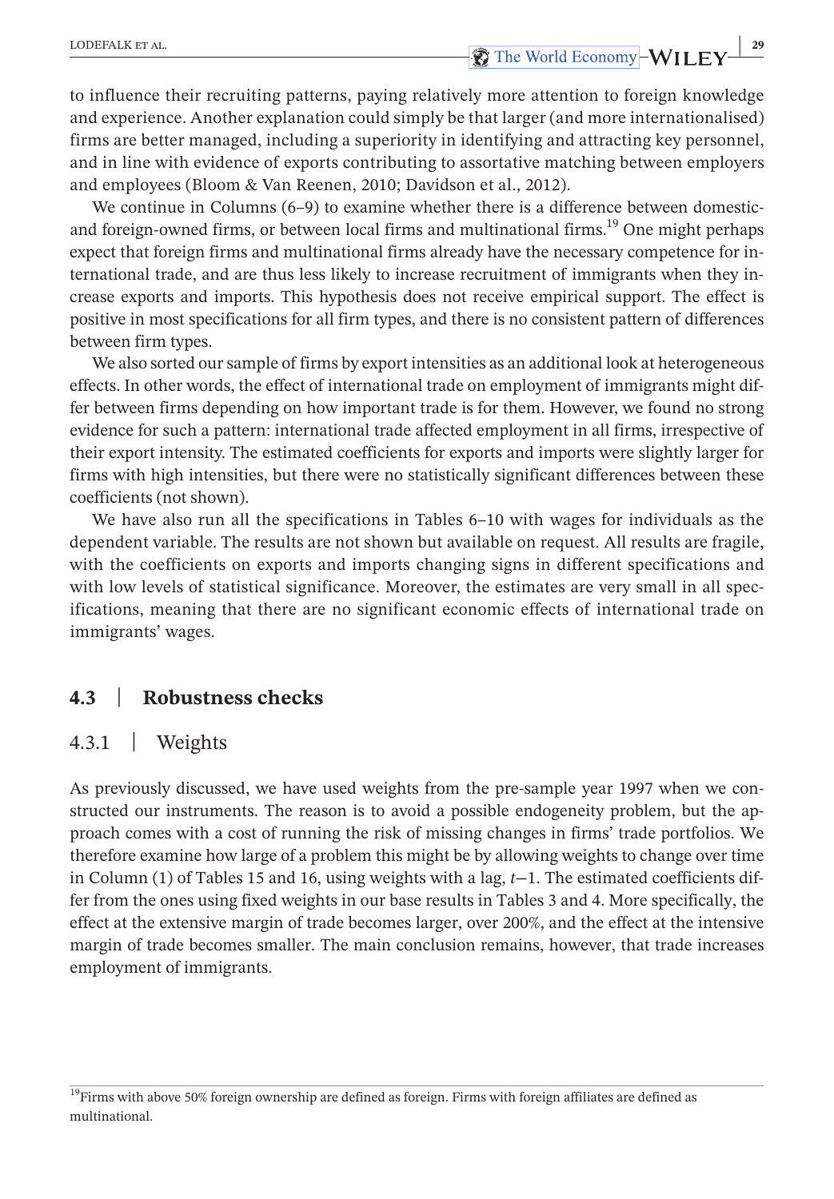to influence their recruiting patterns, paying relatively more attention to foreign knowledge and experience. Another explanation could simply be that larger (and more internationalised) firms are better managed, including a superiority in identifying and attracting key personnel, and in line with evidence of exports contributing to assortative matching between employers and employees (Bloom & Van Reenen, 2010; Davidson et al., 2012).

We continue in Columns (6–9) to examine whether there is a difference between domestic- and foreign-owned firms, or between local firms and multinational firms.[19] One might perhaps expect that foreign firms and multinational firms already have the necessary competence for international trade, and are thus less likely to increase recruitment of immigrants when they increase exports and imports. This hypothesis does not receive empirical support. The effect is positive in most specifications for all firm types, and there is no consistent pattern of differences between firm types.

We also sorted our sample of firms by export intensities as an additional look at heterogeneous effects. In other words, the effect of international trade on employment of immigrants might differ between firms depending on how important trade is for them. However, we found no strong evidence for such a pattern: international trade affected employment in all firms, irrespective of their export intensity. The estimated coefficients for exports and imports were slightly larger for firms with high intensities, but there were no statistically significant differences between these coefficients (not shown).

We have also run all the specifications in Tables 6–10 with wages for individuals as the dependent variable. The results are not shown but available on request. All results are fragile, with the coefficients on exports and imports changing signs in different specifications and with low levels of statistical significance. Moreover, the estimates are very small in all specifications, meaning that there are no significant economic effects of international trade on immigrants' wages.

## 4.3 | Robustness checks

### 4.3.1 | Weights

As previously discussed, we have used weights from the pre-sample year 1997 when we constructed our instruments. The reason is to avoid a possible endogeneity problem, but the approach comes with a cost of running the risk of missing changes in firms' trade portfolios. We therefore examine how large of a problem this might be by allowing weights to change over time in Column (1) of Tables 15 and 16, using weights with a lag, $t-1$. The estimated coefficients differ from the ones using fixed weights in our base results in Tables 3 and 4. More specifically, the effect at the extensive margin of trade becomes larger, over 200%, and the effect at the intensive margin of trade becomes smaller. The main conclusion remains, however, that trade increases employment of immigrants.

[19]Firms with above 50% foreign ownership are defined as foreign. Firms with foreign affiliates are defined as multinational.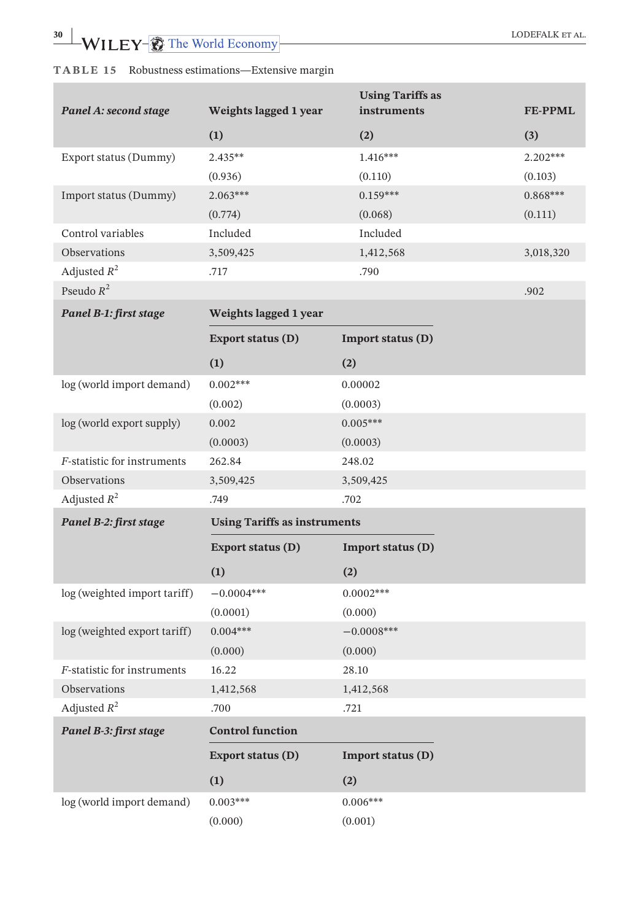**TABLE 15** Robustness estimations—Extensive margin

| ***Panel A: second stage*** | **Weights lagged 1 year** | **Using Tariffs as instruments** | **FE-PPML** |
|---|---|---|---|
| | **(1)** | **(2)** | **(3)** |
| Export status (Dummy) | 2.435** | 1.416*** | 2.202*** |
| | (0.936) | (0.110) | (0.103) |
| Import status (Dummy) | 2.063*** | 0.159*** | 0.868*** |
| | (0.774) | (0.068) | (0.111) |
| Control variables | Included | Included | |
| Observations | 3,509,425 | 1,412,568 | 3,018,320 |
| Adjusted $R^2$ | .717 | .790 | |
| Pseudo $R^2$ | | | .902 |

| ***Panel B-1: first stage*** | **Weights lagged 1 year** | |
|---|---|---|
| | **Export status (D)** | **Import status (D)** |
| | **(1)** | **(2)** |
| log (world import demand) | 0.002*** | 0.00002 |
| | (0.002) | (0.0003) |
| log (world export supply) | 0.002 | 0.005*** |
| | (0.0003) | (0.0003) |
| *F*-statistic for instruments | 262.84 | 248.02 |
| Observations | 3,509,425 | 3,509,425 |
| Adjusted $R^2$ | .749 | .702 |

| ***Panel B-2: first stage*** | **Using Tariffs as instruments** | |
|---|---|---|
| | **Export status (D)** | **Import status (D)** |
| | **(1)** | **(2)** |
| log (weighted import tariff) | −0.0004*** | 0.0002*** |
| | (0.0001) | (0.000) |
| log (weighted export tariff) | 0.004*** | −0.0008*** |
| | (0.000) | (0.000) |
| *F*-statistic for instruments | 16.22 | 28.10 |
| Observations | 1,412,568 | 1,412,568 |
| Adjusted $R^2$ | .700 | .721 |

| ***Panel B-3: first stage*** | **Control function** | |
|---|---|---|
| | **Export status (D)** | **Import status (D)** |
| | **(1)** | **(2)** |
| log (world import demand) | 0.003*** | 0.006*** |
| | (0.000) | (0.001) |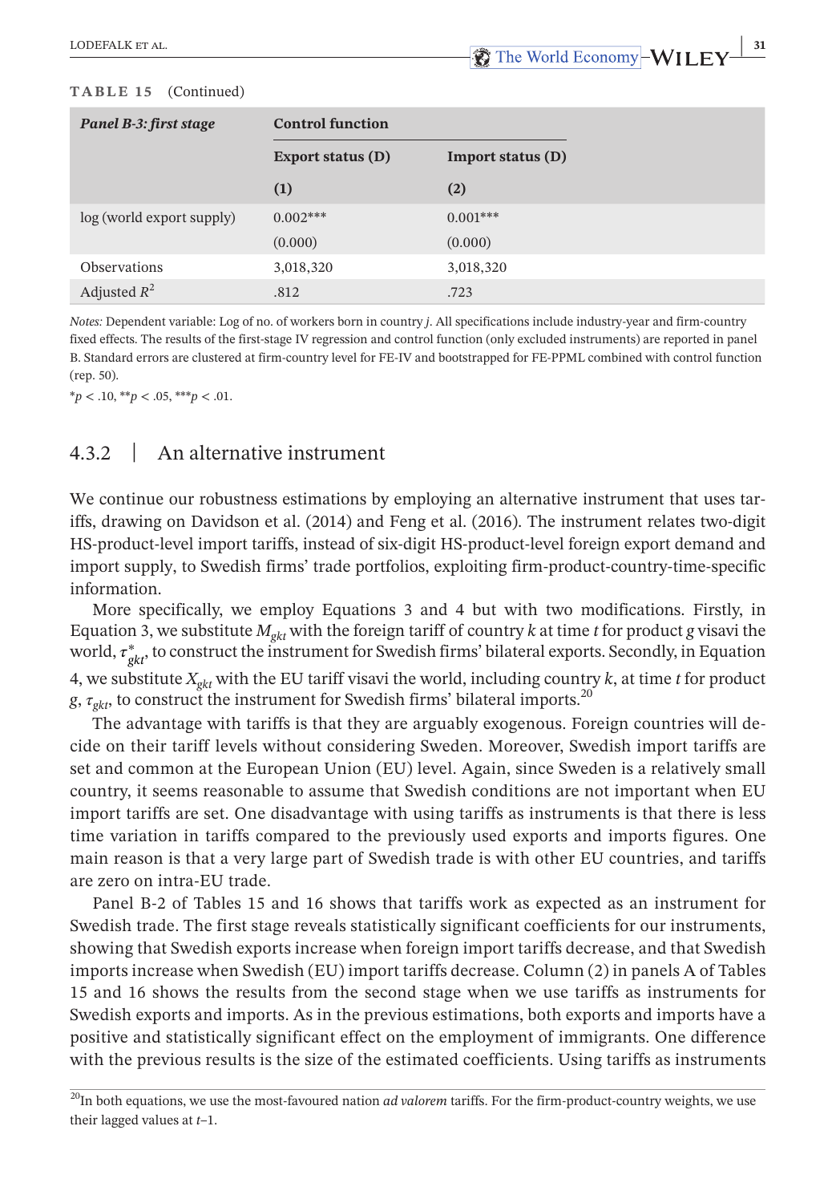**TABLE 15** (Continued)

| *Panel B-3: first stage* | Control function | |
|---|---|---|
| | Export status (D) | Import status (D) |
| | (1) | (2) |
| log (world export supply) | 0.002*** | 0.001*** |
| | (0.000) | (0.000) |
| Observations | 3,018,320 | 3,018,320 |
| Adjusted $R^2$ | .812 | .723 |

*Notes:* Dependent variable: Log of no. of workers born in country *j*. All specifications include industry-year and firm-country fixed effects. The results of the first-stage IV regression and control function (only excluded instruments) are reported in panel B. Standard errors are clustered at firm-country level for FE-IV and bootstrapped for FE-PPML combined with control function (rep. 50).

\*$p < .10$, \*\*$p < .05$, \*\*\*$p < .01$.

### 4.3.2 | An alternative instrument

We continue our robustness estimations by employing an alternative instrument that uses tariffs, drawing on Davidson et al. (2014) and Feng et al. (2016). The instrument relates two-digit HS-product-level import tariffs, instead of six-digit HS-product-level foreign export demand and import supply, to Swedish firms' trade portfolios, exploiting firm-product-country-time-specific information.

More specifically, we employ Equations 3 and 4 but with two modifications. Firstly, in Equation 3, we substitute $M_{gkt}$ with the foreign tariff of country $k$ at time $t$ for product $g$ visavi the world, $\tau^*_{gkt}$, to construct the instrument for Swedish firms' bilateral exports. Secondly, in Equation 4, we substitute $X_{gkt}$ with the EU tariff visavi the world, including country $k$, at time $t$ for product $g$, $\tau_{gkt}$, to construct the instrument for Swedish firms' bilateral imports.[20]

The advantage with tariffs is that they are arguably exogenous. Foreign countries will decide on their tariff levels without considering Sweden. Moreover, Swedish import tariffs are set and common at the European Union (EU) level. Again, since Sweden is a relatively small country, it seems reasonable to assume that Swedish conditions are not important when EU import tariffs are set. One disadvantage with using tariffs as instruments is that there is less time variation in tariffs compared to the previously used exports and imports figures. One main reason is that a very large part of Swedish trade is with other EU countries, and tariffs are zero on intra-EU trade.

Panel B-2 of Tables 15 and 16 shows that tariffs work as expected as an instrument for Swedish trade. The first stage reveals statistically significant coefficients for our instruments, showing that Swedish exports increase when foreign import tariffs decrease, and that Swedish imports increase when Swedish (EU) import tariffs decrease. Column (2) in panels A of Tables 15 and 16 shows the results from the second stage when we use tariffs as instruments for Swedish exports and imports. As in the previous estimations, both exports and imports have a positive and statistically significant effect on the employment of immigrants. One difference with the previous results is the size of the estimated coefficients. Using tariffs as instruments

[20] In both equations, we use the most-favoured nation *ad valorem* tariffs. For the firm-product-country weights, we use their lagged values at $t$–1.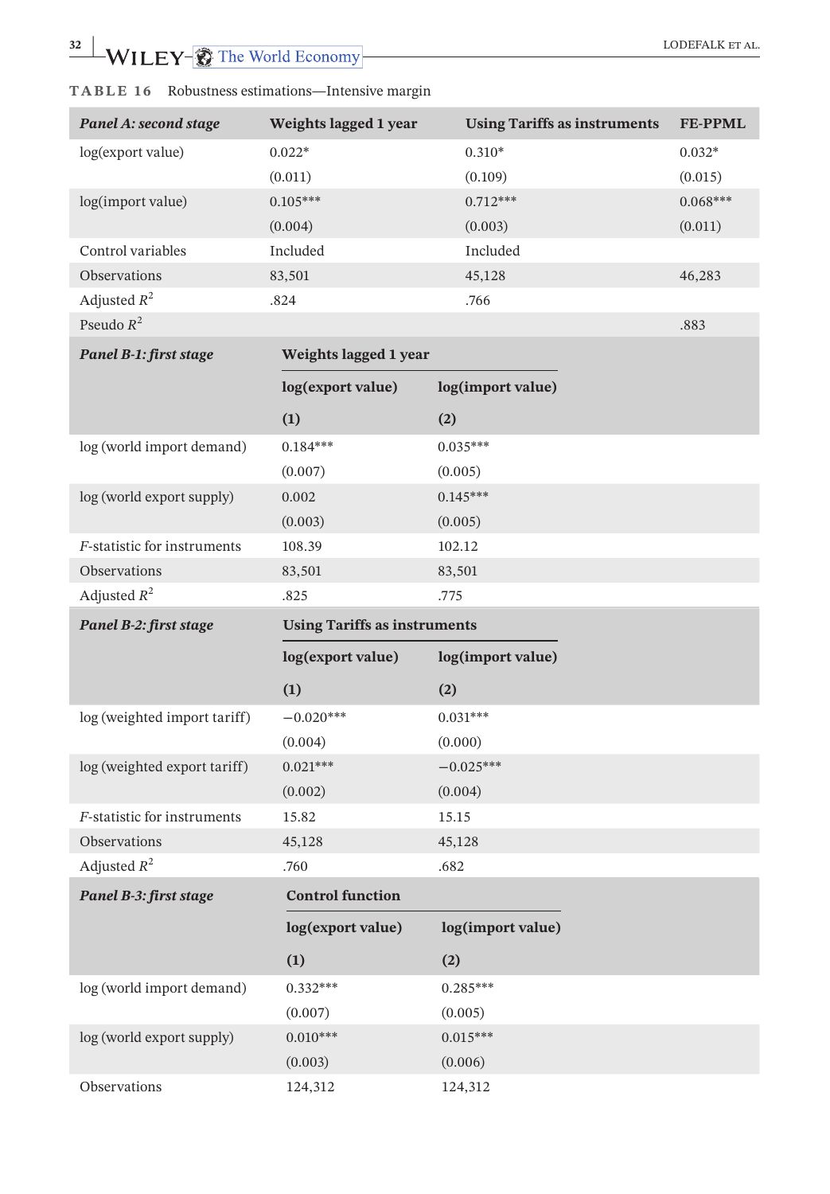**TABLE 16** Robustness estimations—Intensive margin

| ***Panel A: second stage*** | **Weights lagged 1 year** | **Using Tariffs as instruments** | **FE-PPML** |
|---|---|---|---|
| log(export value) | 0.022* | 0.310* | 0.032* |
| | (0.011) | (0.109) | (0.015) |
| log(import value) | 0.105*** | 0.712*** | 0.068*** |
| | (0.004) | (0.003) | (0.011) |
| Control variables | Included | Included | |
| Observations | 83,501 | 45,128 | 46,283 |
| Adjusted $R^2$ | .824 | .766 | |
| Pseudo $R^2$ | | | .883 |

| ***Panel B-1: first stage*** | **Weights lagged 1 year** | |
|---|---|---|
| | **log(export value)** | **log(import value)** |
| | **(1)** | **(2)** |
| log (world import demand) | 0.184*** | 0.035*** |
| | (0.007) | (0.005) |
| log (world export supply) | 0.002 | 0.145*** |
| | (0.003) | (0.005) |
| $F$-statistic for instruments | 108.39 | 102.12 |
| Observations | 83,501 | 83,501 |
| Adjusted $R^2$ | .825 | .775 |

| ***Panel B-2: first stage*** | **Using Tariffs as instruments** | |
|---|---|---|
| | **log(export value)** | **log(import value)** |
| | **(1)** | **(2)** |
| log (weighted import tariff) | −0.020*** | 0.031*** |
| | (0.004) | (0.000) |
| log (weighted export tariff) | 0.021*** | −0.025*** |
| | (0.002) | (0.004) |
| $F$-statistic for instruments | 15.82 | 15.15 |
| Observations | 45,128 | 45,128 |
| Adjusted $R^2$ | .760 | .682 |

| ***Panel B-3: first stage*** | **Control function** | |
|---|---|---|
| | **log(export value)** | **log(import value)** |
| | **(1)** | **(2)** |
| log (world import demand) | 0.332*** | 0.285*** |
| | (0.007) | (0.005) |
| log (world export supply) | 0.010*** | 0.015*** |
| | (0.003) | (0.006) |
| Observations | 124,312 | 124,312 |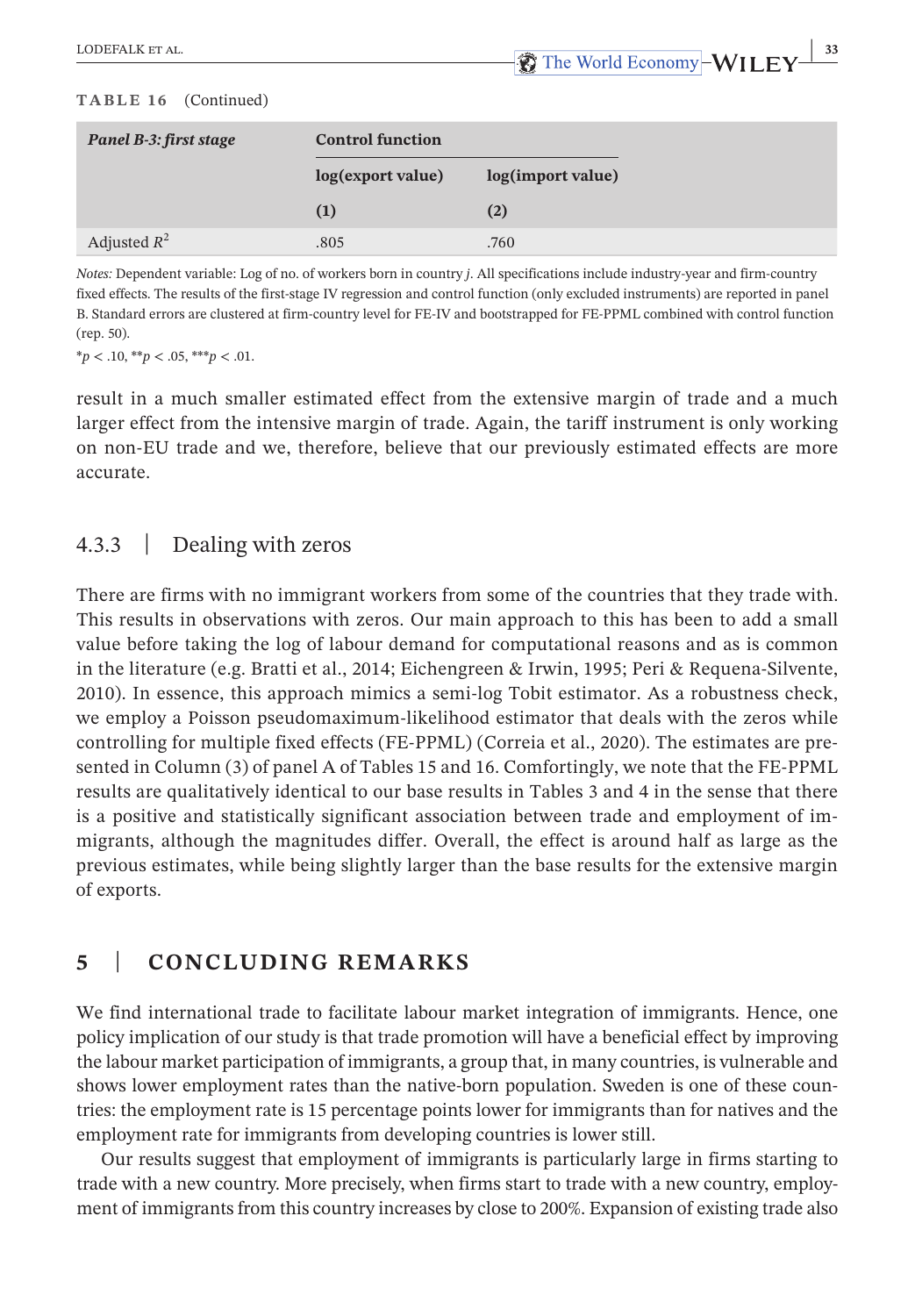**TABLE 16** (Continued)

| *Panel B-3: first stage* | Control function | |
|---|---|---|
| | **log(export value)** | **log(import value)** |
| | **(1)** | **(2)** |
| Adjusted $R^2$ | .805 | .760 |

*Notes:* Dependent variable: Log of no. of workers born in country *j*. All specifications include industry-year and firm-country fixed effects. The results of the first-stage IV regression and control function (only excluded instruments) are reported in panel B. Standard errors are clustered at firm-country level for FE-IV and bootstrapped for FE-PPML combined with control function (rep. 50).

$^{*}p < .10$, $^{**}p < .05$, $^{***}p < .01$.

result in a much smaller estimated effect from the extensive margin of trade and a much larger effect from the intensive margin of trade. Again, the tariff instrument is only working on non-EU trade and we, therefore, believe that our previously estimated effects are more accurate.

### 4.3.3 | Dealing with zeros

There are firms with no immigrant workers from some of the countries that they trade with. This results in observations with zeros. Our main approach to this has been to add a small value before taking the log of labour demand for computational reasons and as is common in the literature (e.g. Bratti et al., 2014; Eichengreen & Irwin, 1995; Peri & Requena-Silvente, 2010). In essence, this approach mimics a semi-log Tobit estimator. As a robustness check, we employ a Poisson pseudomaximum-likelihood estimator that deals with the zeros while controlling for multiple fixed effects (FE-PPML) (Correia et al., 2020). The estimates are presented in Column (3) of panel A of Tables 15 and 16. Comfortingly, we note that the FE-PPML results are qualitatively identical to our base results in Tables 3 and 4 in the sense that there is a positive and statistically significant association between trade and employment of immigrants, although the magnitudes differ. Overall, the effect is around half as large as the previous estimates, while being slightly larger than the base results for the extensive margin of exports.

## 5 | CONCLUDING REMARKS

We find international trade to facilitate labour market integration of immigrants. Hence, one policy implication of our study is that trade promotion will have a beneficial effect by improving the labour market participation of immigrants, a group that, in many countries, is vulnerable and shows lower employment rates than the native-born population. Sweden is one of these countries: the employment rate is 15 percentage points lower for immigrants than for natives and the employment rate for immigrants from developing countries is lower still.

Our results suggest that employment of immigrants is particularly large in firms starting to trade with a new country. More precisely, when firms start to trade with a new country, employment of immigrants from this country increases by close to 200%. Expansion of existing trade also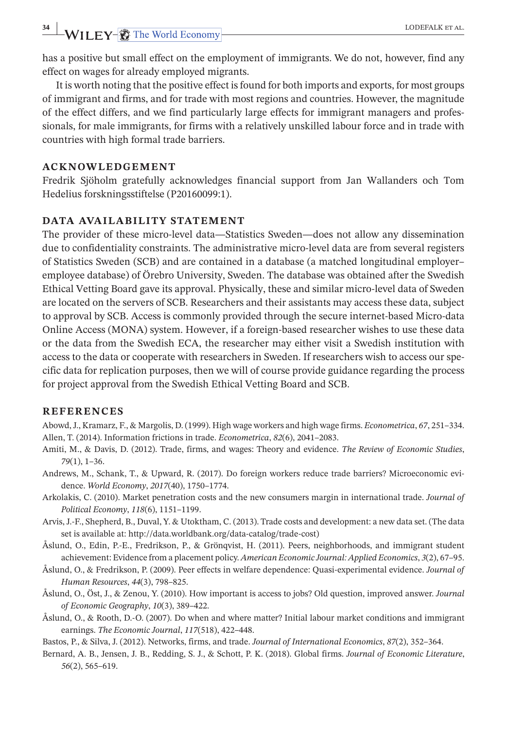has a positive but small effect on the employment of immigrants. We do not, however, find any effect on wages for already employed migrants.

It is worth noting that the positive effect is found for both imports and exports, for most groups of immigrant and firms, and for trade with most regions and countries. However, the magnitude of the effect differs, and we find particularly large effects for immigrant managers and professionals, for male immigrants, for firms with a relatively unskilled labour force and in trade with countries with high formal trade barriers.

## ACKNOWLEDGEMENT

Fredrik Sjöholm gratefully acknowledges financial support from Jan Wallanders och Tom Hedelius forskningsstiftelse (P20160099:1).

## DATA AVAILABILITY STATEMENT

The provider of these micro-level data—Statistics Sweden—does not allow any dissemination due to confidentiality constraints. The administrative micro-level data are from several registers of Statistics Sweden (SCB) and are contained in a database (a matched longitudinal employer–employee database) of Örebro University, Sweden. The database was obtained after the Swedish Ethical Vetting Board gave its approval. Physically, these and similar micro-level data of Sweden are located on the servers of SCB. Researchers and their assistants may access these data, subject to approval by SCB. Access is commonly provided through the secure internet-based Micro-data Online Access (MONA) system. However, if a foreign-based researcher wishes to use these data or the data from the Swedish ECA, the researcher may either visit a Swedish institution with access to the data or cooperate with researchers in Sweden. If researchers wish to access our specific data for replication purposes, then we will of course provide guidance regarding the process for project approval from the Swedish Ethical Vetting Board and SCB.

## REFERENCES

Abowd, J., Kramarz, F., & Margolis, D. (1999). High wage workers and high wage firms. *Econometrica*, *67*, 251–334.

Allen, T. (2014). Information frictions in trade. *Econometrica*, *82*(6), 2041–2083.

Amiti, M., & Davis, D. (2012). Trade, firms, and wages: Theory and evidence. *The Review of Economic Studies*, *79*(1), 1–36.

Andrews, M., Schank, T., & Upward, R. (2017). Do foreign workers reduce trade barriers? Microeconomic evidence. *World Economy*, *2017*(40), 1750–1774.

Arkolakis, C. (2010). Market penetration costs and the new consumers margin in international trade. *Journal of Political Economy*, *118*(6), 1151–1199.

Arvis, J.-F., Shepherd, B., Duval, Y. & Utoktham, C. (2013). Trade costs and development: a new data set. (The data set is available at: http://data.worldbank.org/data-catalog/trade-cost)

Åslund, O., Edin, P.-E., Fredrikson, P., & Grönqvist, H. (2011). Peers, neighborhoods, and immigrant student achievement: Evidence from a placement policy. *American Economic Journal: Applied Economics*, *3*(2), 67–95.

Åslund, O., & Fredrikson, P. (2009). Peer effects in welfare dependence: Quasi-experimental evidence. *Journal of Human Resources*, *44*(3), 798–825.

Åslund, O., Öst, J., & Zenou, Y. (2010). How important is access to jobs? Old question, improved answer. *Journal of Economic Geography*, *10*(3), 389–422.

Åslund, O., & Rooth, D.-O. (2007). Do when and where matter? Initial labour market conditions and immigrant earnings. *The Economic Journal*, *117*(518), 422–448.

Bastos, P., & Silva, J. (2012). Networks, firms, and trade. *Journal of International Economics*, *87*(2), 352–364.

Bernard, A. B., Jensen, J. B., Redding, S. J., & Schott, P. K. (2018). Global firms. *Journal of Economic Literature*, *56*(2), 565–619.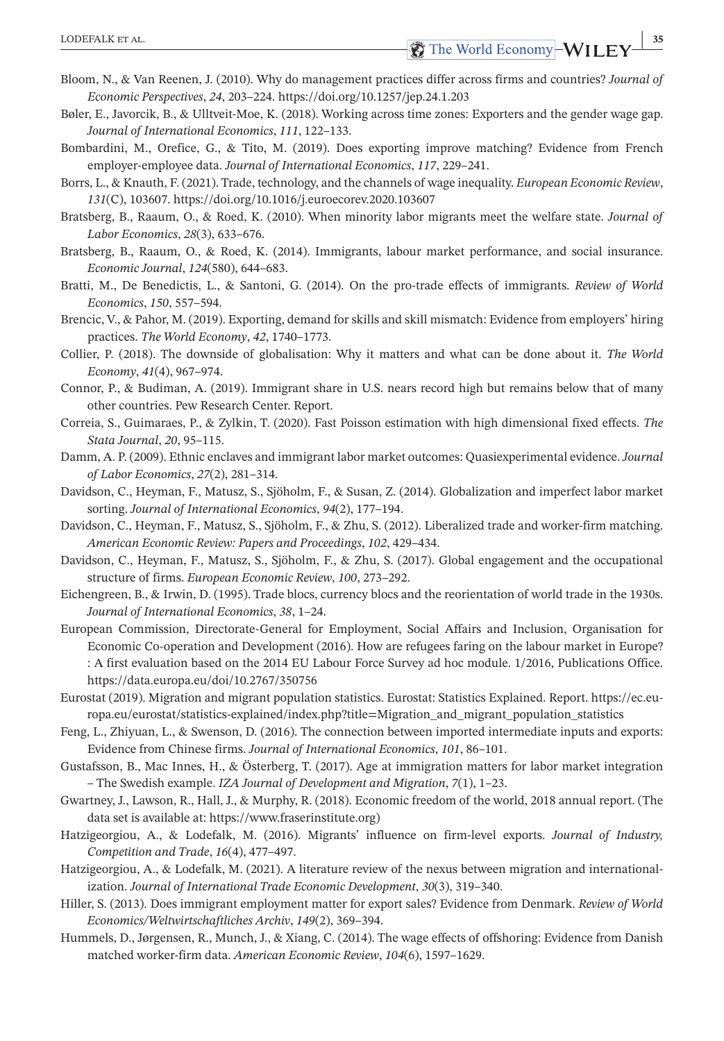Bloom, N., & Van Reenen, J. (2010). Why do management practices differ across firms and countries? *Journal of Economic Perspectives*, *24*, 203–224. https://doi.org/10.1257/jep.24.1.203

Bøler, E., Javorcik, B., & Ulltveit-Moe, K. (2018). Working across time zones: Exporters and the gender wage gap. *Journal of International Economics*, *111*, 122–133.

Bombardini, M., Orefice, G., & Tito, M. (2019). Does exporting improve matching? Evidence from French employer-employee data. *Journal of International Economics*, *117*, 229–241.

Borrs, L., & Knauth, F. (2021). Trade, technology, and the channels of wage inequality. *European Economic Review*, *131*(C), 103607. https://doi.org/10.1016/j.euroecorev.2020.103607

Bratsberg, B., Raaum, O., & Roed, K. (2010). When minority labor migrants meet the welfare state. *Journal of Labor Economics*, *28*(3), 633–676.

Bratsberg, B., Raaum, O., & Roed, K. (2014). Immigrants, labour market performance, and social insurance. *Economic Journal*, *124*(580), 644–683.

Bratti, M., De Benedictis, L., & Santoni, G. (2014). On the pro-trade effects of immigrants. *Review of World Economics*, *150*, 557–594.

Brencic, V., & Pahor, M. (2019). Exporting, demand for skills and skill mismatch: Evidence from employers' hiring practices. *The World Economy*, *42*, 1740–1773.

Collier, P. (2018). The downside of globalisation: Why it matters and what can be done about it. *The World Economy*, *41*(4), 967–974.

Connor, P., & Budiman, A. (2019). Immigrant share in U.S. nears record high but remains below that of many other countries. Pew Research Center. Report.

Correia, S., Guimaraes, P., & Zylkin, T. (2020). Fast Poisson estimation with high dimensional fixed effects. *The Stata Journal*, *20*, 95–115.

Damm, A. P. (2009). Ethnic enclaves and immigrant labor market outcomes: Quasiexperimental evidence. *Journal of Labor Economics*, *27*(2), 281–314.

Davidson, C., Heyman, F., Matusz, S., Sjöholm, F., & Susan, Z. (2014). Globalization and imperfect labor market sorting. *Journal of International Economics*, *94*(2), 177–194.

Davidson, C., Heyman, F., Matusz, S., Sjöholm, F., & Zhu, S. (2012). Liberalized trade and worker-firm matching. *American Economic Review: Papers and Proceedings*, *102*, 429–434.

Davidson, C., Heyman, F., Matusz, S., Sjöholm, F., & Zhu, S. (2017). Global engagement and the occupational structure of firms. *European Economic Review*, *100*, 273–292.

Eichengreen, B., & Irwin, D. (1995). Trade blocs, currency blocs and the reorientation of world trade in the 1930s. *Journal of International Economics*, *38*, 1–24.

European Commission, Directorate-General for Employment, Social Affairs and Inclusion, Organisation for Economic Co-operation and Development (2016). How are refugees faring on the labour market in Europe? : A first evaluation based on the 2014 EU Labour Force Survey ad hoc module. 1/2016, Publications Office. https://data.europa.eu/doi/10.2767/350756

Eurostat (2019). Migration and migrant population statistics. Eurostat: Statistics Explained. Report. https://ec.europa.eu/eurostat/statistics-explained/index.php?title=Migration_and_migrant_population_statistics

Feng, L., Zhiyuan, L., & Swenson, D. (2016). The connection between imported intermediate inputs and exports: Evidence from Chinese firms. *Journal of International Economics*, *101*, 86–101.

Gustafsson, B., Mac Innes, H., & Österberg, T. (2017). Age at immigration matters for labor market integration – The Swedish example. *IZA Journal of Development and Migration*, *7*(1), 1–23.

Gwartney, J., Lawson, R., Hall, J., & Murphy, R. (2018). Economic freedom of the world, 2018 annual report. (The data set is available at: https://www.fraserinstitute.org)

Hatzigeorgiou, A., & Lodefalk, M. (2016). Migrants' influence on firm-level exports. *Journal of Industry, Competition and Trade*, *16*(4), 477–497.

Hatzigeorgiou, A., & Lodefalk, M. (2021). A literature review of the nexus between migration and internationalization. *Journal of International Trade Economic Development*, *30*(3), 319–340.

Hiller, S. (2013). Does immigrant employment matter for export sales? Evidence from Denmark. *Review of World Economics/Weltwirtschaftliches Archiv*, *149*(2), 369–394.

Hummels, D., Jørgensen, R., Munch, J., & Xiang, C. (2014). The wage effects of offshoring: Evidence from Danish matched worker-firm data. *American Economic Review*, *104*(6), 1597–1629.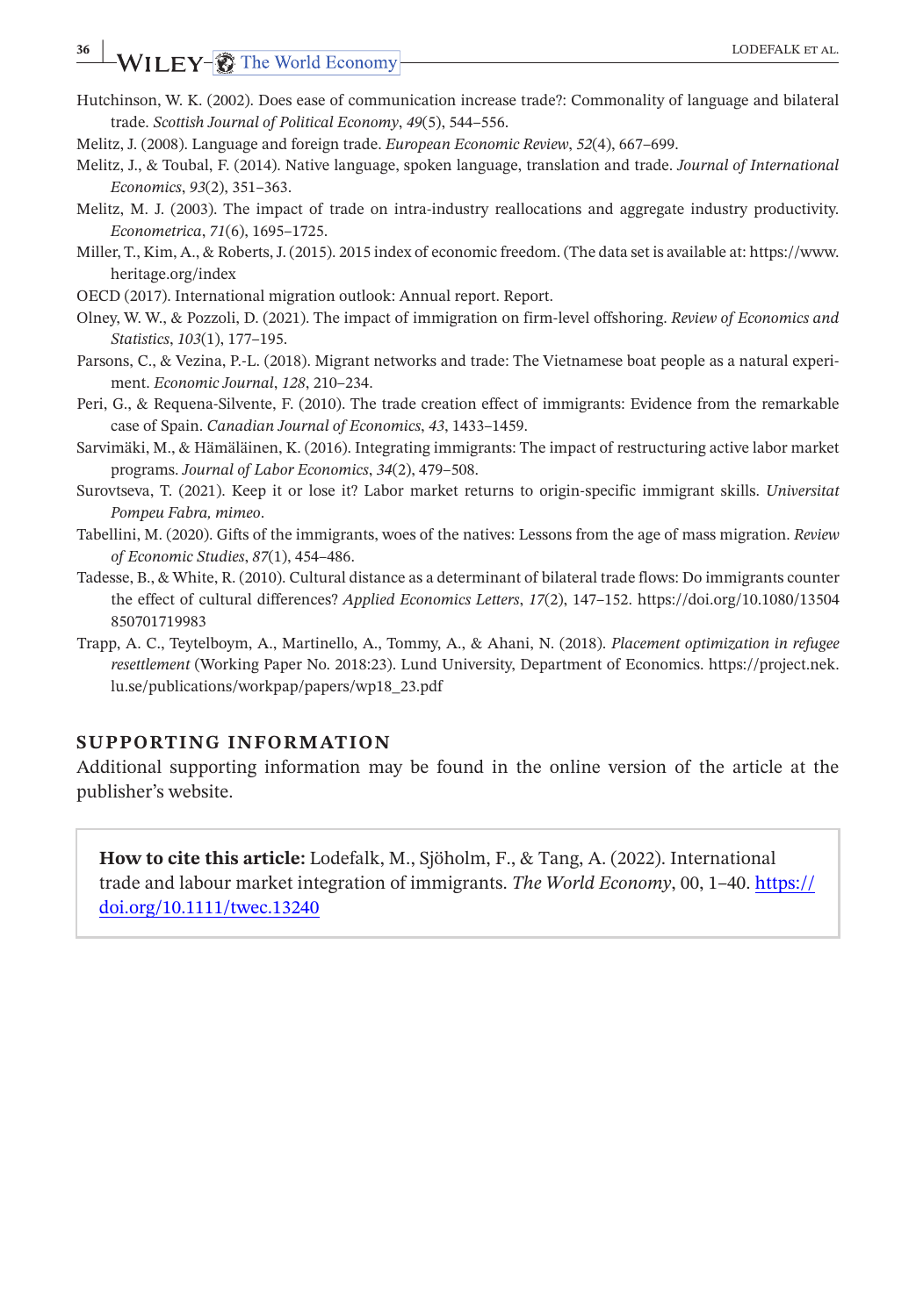Hutchinson, W. K. (2002). Does ease of communication increase trade?: Commonality of language and bilateral trade. *Scottish Journal of Political Economy*, *49*(5), 544–556.

Melitz, J. (2008). Language and foreign trade. *European Economic Review*, *52*(4), 667–699.

Melitz, J., & Toubal, F. (2014). Native language, spoken language, translation and trade. *Journal of International Economics*, *93*(2), 351–363.

Melitz, M. J. (2003). The impact of trade on intra-industry reallocations and aggregate industry productivity. *Econometrica*, *71*(6), 1695–1725.

Miller, T., Kim, A., & Roberts, J. (2015). 2015 index of economic freedom. (The data set is available at: https://www.heritage.org/index

OECD (2017). International migration outlook: Annual report. Report.

Olney, W. W., & Pozzoli, D. (2021). The impact of immigration on firm-level offshoring. *Review of Economics and Statistics*, *103*(1), 177–195.

Parsons, C., & Vezina, P.-L. (2018). Migrant networks and trade: The Vietnamese boat people as a natural experiment. *Economic Journal*, *128*, 210–234.

Peri, G., & Requena-Silvente, F. (2010). The trade creation effect of immigrants: Evidence from the remarkable case of Spain. *Canadian Journal of Economics*, *43*, 1433–1459.

Sarvimäki, M., & Hämäläinen, K. (2016). Integrating immigrants: The impact of restructuring active labor market programs. *Journal of Labor Economics*, *34*(2), 479–508.

Surovtseva, T. (2021). Keep it or lose it? Labor market returns to origin-specific immigrant skills. *Universitat Pompeu Fabra, mimeo*.

Tabellini, M. (2020). Gifts of the immigrants, woes of the natives: Lessons from the age of mass migration. *Review of Economic Studies*, *87*(1), 454–486.

Tadesse, B., & White, R. (2010). Cultural distance as a determinant of bilateral trade flows: Do immigrants counter the effect of cultural differences? *Applied Economics Letters*, *17*(2), 147–152. https://doi.org/10.1080/13504850701719983

Trapp, A. C., Teytelboym, A., Martinello, A., Tommy, A., & Ahani, N. (2018). *Placement optimization in refugee resettlement* (Working Paper No. 2018:23). Lund University, Department of Economics. https://project.nek.lu.se/publications/workpap/papers/wp18_23.pdf

## SUPPORTING INFORMATION

Additional supporting information may be found in the online version of the article at the publisher's website.

**How to cite this article:** Lodefalk, M., Sjöholm, F., & Tang, A. (2022). International trade and labour market integration of immigrants. *The World Economy*, 00, 1–40. https://doi.org/10.1111/twec.13240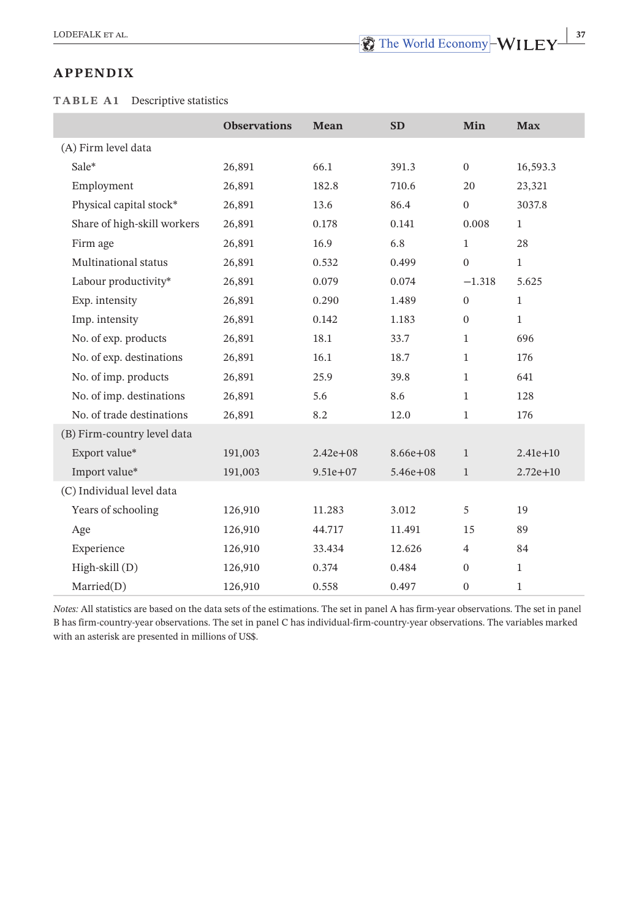## APPENDIX

**TABLE A1** Descriptive statistics

| | Observations | Mean | SD | Min | Max |
|---|---|---|---|---|---|
| (A) Firm level data | | | | | |
| Sale* | 26,891 | 66.1 | 391.3 | 0 | 16,593.3 |
| Employment | 26,891 | 182.8 | 710.6 | 20 | 23,321 |
| Physical capital stock* | 26,891 | 13.6 | 86.4 | 0 | 3037.8 |
| Share of high-skill workers | 26,891 | 0.178 | 0.141 | 0.008 | 1 |
| Firm age | 26,891 | 16.9 | 6.8 | 1 | 28 |
| Multinational status | 26,891 | 0.532 | 0.499 | 0 | 1 |
| Labour productivity* | 26,891 | 0.079 | 0.074 | −1.318 | 5.625 |
| Exp. intensity | 26,891 | 0.290 | 1.489 | 0 | 1 |
| Imp. intensity | 26,891 | 0.142 | 1.183 | 0 | 1 |
| No. of exp. products | 26,891 | 18.1 | 33.7 | 1 | 696 |
| No. of exp. destinations | 26,891 | 16.1 | 18.7 | 1 | 176 |
| No. of imp. products | 26,891 | 25.9 | 39.8 | 1 | 641 |
| No. of imp. destinations | 26,891 | 5.6 | 8.6 | 1 | 128 |
| No. of trade destinations | 26,891 | 8.2 | 12.0 | 1 | 176 |
| (B) Firm-country level data | | | | | |
| Export value* | 191,003 | 2.42e+08 | 8.66e+08 | 1 | 2.41e+10 |
| Import value* | 191,003 | 9.51e+07 | 5.46e+08 | 1 | 2.72e+10 |
| (C) Individual level data | | | | | |
| Years of schooling | 126,910 | 11.283 | 3.012 | 5 | 19 |
| Age | 126,910 | 44.717 | 11.491 | 15 | 89 |
| Experience | 126,910 | 33.434 | 12.626 | 4 | 84 |
| High-skill (D) | 126,910 | 0.374 | 0.484 | 0 | 1 |
| Married(D) | 126,910 | 0.558 | 0.497 | 0 | 1 |

*Notes:* All statistics are based on the data sets of the estimations. The set in panel A has firm-year observations. The set in panel B has firm-country-year observations. The set in panel C has individual-firm-country-year observations. The variables marked with an asterisk are presented in millions of US$.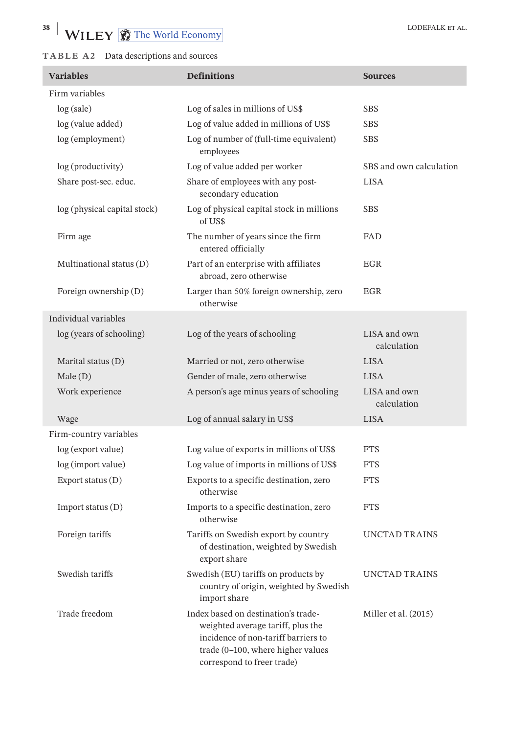**TABLE A2** Data descriptions and sources

| Variables | Definitions | Sources |
|---|---|---|
| Firm variables | | |
| log (sale) | Log of sales in millions of US$ | SBS |
| log (value added) | Log of value added in millions of US$ | SBS |
| log (employment) | Log of number of (full-time equivalent) employees | SBS |
| log (productivity) | Log of value added per worker | SBS and own calculation |
| Share post-sec. educ. | Share of employees with any post-secondary education | LISA |
| log (physical capital stock) | Log of physical capital stock in millions of US$ | SBS |
| Firm age | The number of years since the firm entered officially | FAD |
| Multinational status (D) | Part of an enterprise with affiliates abroad, zero otherwise | EGR |
| Foreign ownership (D) | Larger than 50% foreign ownership, zero otherwise | EGR |
| Individual variables | | |
| log (years of schooling) | Log of the years of schooling | LISA and own calculation |
| Marital status (D) | Married or not, zero otherwise | LISA |
| Male (D) | Gender of male, zero otherwise | LISA |
| Work experience | A person's age minus years of schooling | LISA and own calculation |
| Wage | Log of annual salary in US$ | LISA |
| Firm-country variables | | |
| log (export value) | Log value of exports in millions of US$ | FTS |
| log (import value) | Log value of imports in millions of US$ | FTS |
| Export status (D) | Exports to a specific destination, zero otherwise | FTS |
| Import status (D) | Imports to a specific destination, zero otherwise | FTS |
| Foreign tariffs | Tariffs on Swedish export by country of destination, weighted by Swedish export share | UNCTAD TRAINS |
| Swedish tariffs | Swedish (EU) tariffs on products by country of origin, weighted by Swedish import share | UNCTAD TRAINS |
| Trade freedom | Index based on destination's trade-weighted average tariff, plus the incidence of non-tariff barriers to trade (0–100, where higher values correspond to freer trade) | Miller et al. (2015) |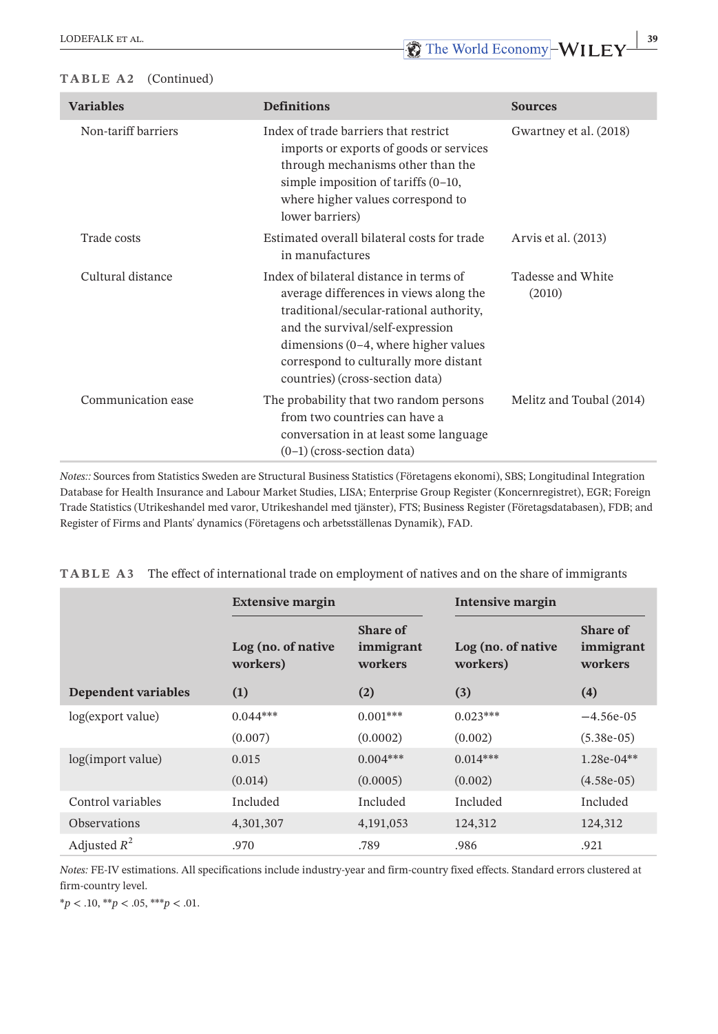**TABLE A2** (Continued)

| Variables | Definitions | Sources |
|---|---|---|
| Non-tariff barriers | Index of trade barriers that restrict imports or exports of goods or services through mechanisms other than the simple imposition of tariffs (0–10, where higher values correspond to lower barriers) | Gwartney et al. (2018) |
| Trade costs | Estimated overall bilateral costs for trade in manufactures | Arvis et al. (2013) |
| Cultural distance | Index of bilateral distance in terms of average differences in views along the traditional/secular-rational authority, and the survival/self-expression dimensions (0–4, where higher values correspond to culturally more distant countries) (cross-section data) | Tadesse and White (2010) |
| Communication ease | The probability that two random persons from two countries can have a conversation in at least some language (0–1) (cross-section data) | Melitz and Toubal (2014) |

*Notes::* Sources from Statistics Sweden are Structural Business Statistics (Företagens ekonomi), SBS; Longitudinal Integration Database for Health Insurance and Labour Market Studies, LISA; Enterprise Group Register (Koncernregistret), EGR; Foreign Trade Statistics (Utrikeshandel med varor, Utrikeshandel med tjänster), FTS; Business Register (Företagsdatabasen), FDB; and Register of Firms and Plants' dynamics (Företagens och arbetsställenas Dynamik), FAD.

**TABLE A3** The effect of international trade on employment of natives and on the share of immigrants

| | Extensive margin | | Intensive margin | |
|---|---|---|---|---|
| | Log (no. of native workers) | Share of immigrant workers | Log (no. of native workers) | Share of immigrant workers |
| **Dependent variables** | **(1)** | **(2)** | **(3)** | **(4)** |
| log(export value) | 0.044*** | 0.001*** | 0.023*** | −4.56e-05 |
| | (0.007) | (0.0002) | (0.002) | (5.38e-05) |
| log(import value) | 0.015 | 0.004*** | 0.014*** | 1.28e-04** |
| | (0.014) | (0.0005) | (0.002) | (4.58e-05) |
| Control variables | Included | Included | Included | Included |
| Observations | 4,301,307 | 4,191,053 | 124,312 | 124,312 |
| Adjusted $R^2$ | .970 | .789 | .986 | .921 |

*Notes:* FE-IV estimations. All specifications include industry-year and firm-country fixed effects. Standard errors clustered at firm-country level.

$^{*}p < .10$, $^{**}p < .05$, $^{***}p < .01$.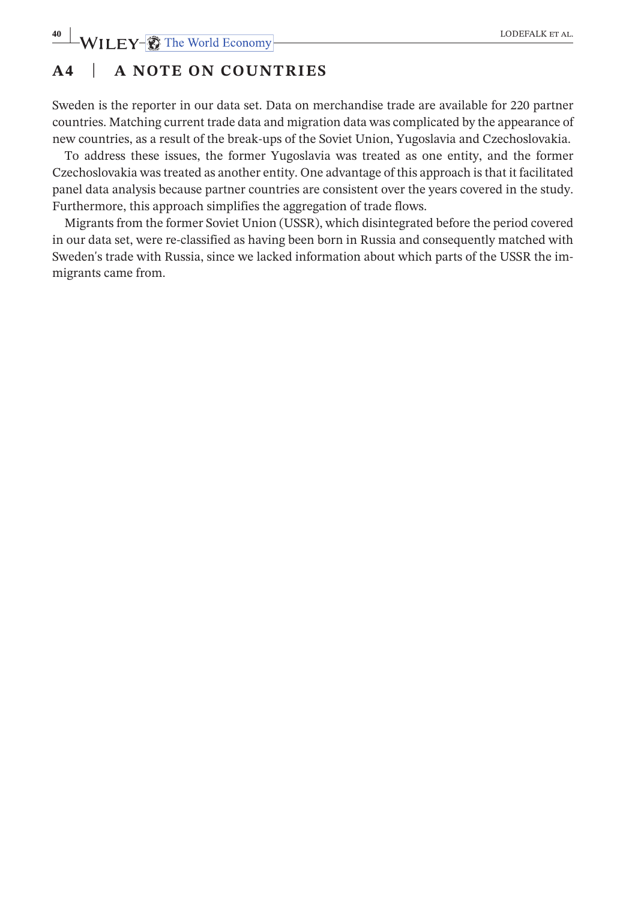## A4 | A NOTE ON COUNTRIES

Sweden is the reporter in our data set. Data on merchandise trade are available for 220 partner countries. Matching current trade data and migration data was complicated by the appearance of new countries, as a result of the break-ups of the Soviet Union, Yugoslavia and Czechoslovakia.

To address these issues, the former Yugoslavia was treated as one entity, and the former Czechoslovakia was treated as another entity. One advantage of this approach is that it facilitated panel data analysis because partner countries are consistent over the years covered in the study. Furthermore, this approach simplifies the aggregation of trade flows.

Migrants from the former Soviet Union (USSR), which disintegrated before the period covered in our data set, were re-classified as having been born in Russia and consequently matched with Sweden's trade with Russia, since we lacked information about which parts of the USSR the immigrants came from.